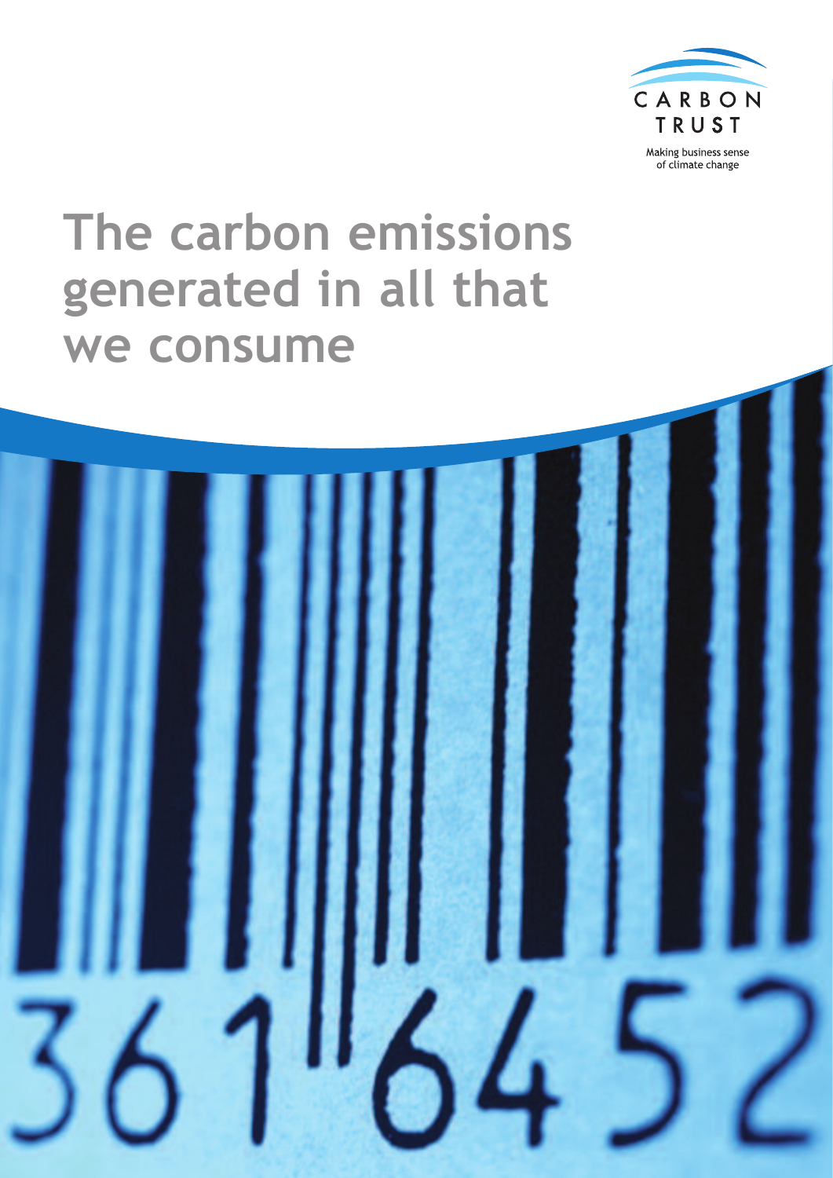CARBON TRUST

Making business sense of climate change

# The carbon emissions generated in all that we consume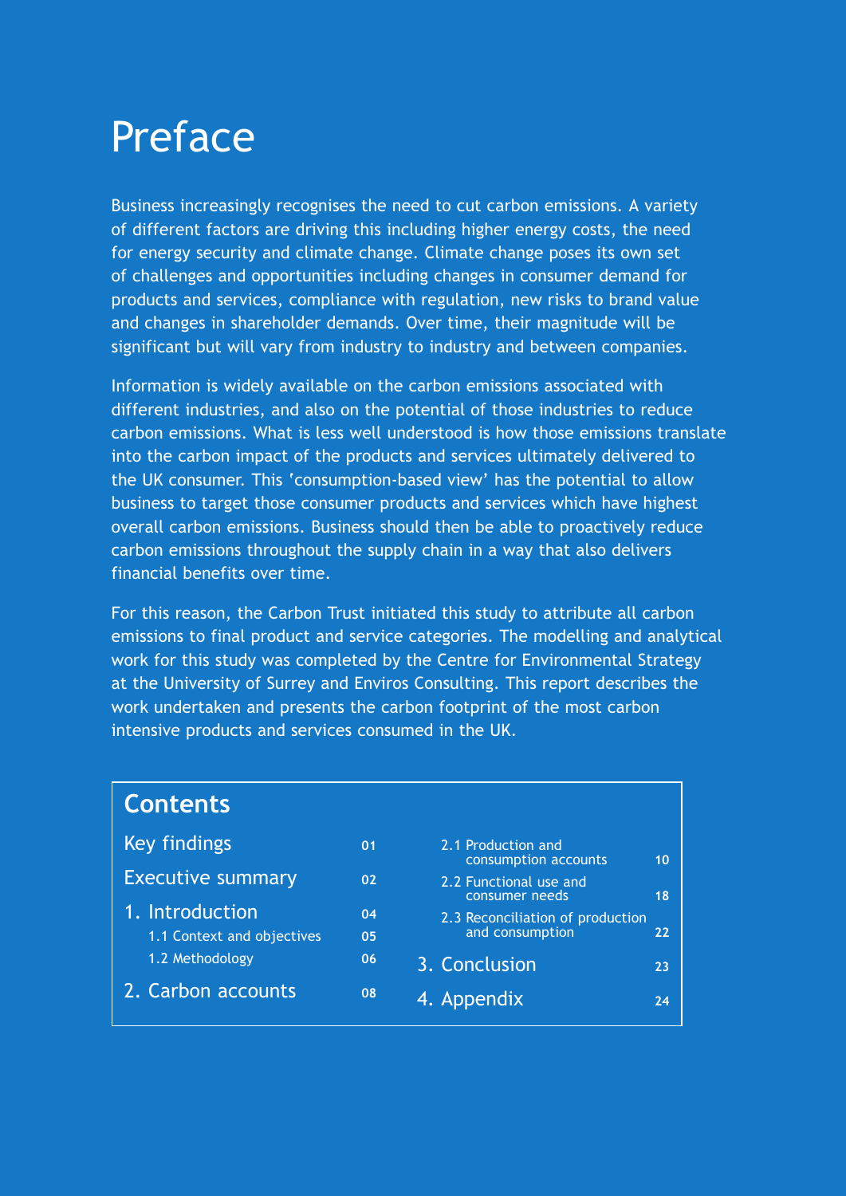# Preface

Business increasingly recognises the need to cut carbon emissions. A variety of different factors are driving this including higher energy costs, the need for energy security and climate change. Climate change poses its own set of challenges and opportunities including changes in consumer demand for products and services, compliance with regulation, new risks to brand value and changes in shareholder demands. Over time, their magnitude will be significant but will vary from industry to industry and between companies.

Information is widely available on the carbon emissions associated with different industries, and also on the potential of those industries to reduce carbon emissions. What is less well understood is how those emissions translate into the carbon impact of the products and services ultimately delivered to the UK consumer. This 'consumption-based view' has the potential to allow business to target those consumer products and services which have highest overall carbon emissions. Business should then be able to proactively reduce carbon emissions throughout the supply chain in a way that also delivers financial benefits over time.

For this reason, the Carbon Trust initiated this study to attribute all carbon emissions to final product and service categories. The modelling and analytical work for this study was completed by the Centre for Environmental Strategy at the University of Surrey and Enviros Consulting. This report describes the work undertaken and presents the carbon footprint of the most carbon intensive products and services consumed in the UK.

## Contents

| | |
|---|---|
| Key findings | 01 |
| Executive summary | 02 |
| 1. Introduction | 04 |
| 1.1 Context and objectives | 05 |
| 1.2 Methodology | 06 |
| 2. Carbon accounts | 08 |
| 2.1 Production and consumption accounts | 10 |
| 2.2 Functional use and consumer needs | 18 |
| 2.3 Reconciliation of production and consumption | 22 |
| 3. Conclusion | 23 |
| 4. Appendix | 24 |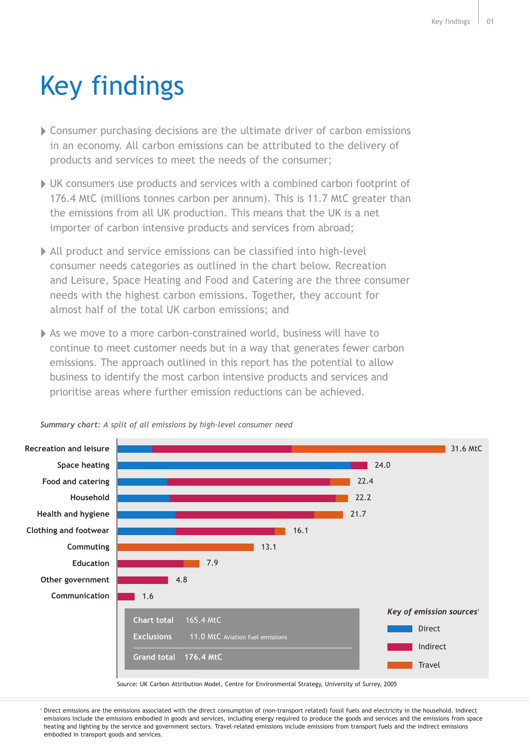# Key findings

- Consumer purchasing decisions are the ultimate driver of carbon emissions in an economy. All carbon emissions can be attributed to the delivery of products and services to meet the needs of the consumer;
- UK consumers use products and services with a combined carbon footprint of 176.4 MtC (millions tonnes carbon per annum). This is 11.7 MtC greater than the emissions from all UK production. This means that the UK is a net importer of carbon intensive products and services from abroad;
- All product and service emissions can be classified into high-level consumer needs categories as outlined in the chart below. Recreation and Leisure, Space Heating and Food and Catering are the three consumer needs with the highest carbon emissions. Together, they account for almost half of the total UK carbon emissions; and
- As we move to a more carbon-constrained world, business will have to continue to meet customer needs but in a way that generates fewer carbon emissions. The approach outlined in this report has the potential to allow business to identify the most carbon intensive products and services and prioritise areas where further emission reductions can be achieved.

***Summary chart:** A split of all emissions by high-level consumer need*

| Consumer need | Total (MtC) |
|---|---|
| Recreation and leisure | 31.6 MtC |
| Space heating | 24.0 |
| Food and catering | 22.4 |
| Household | 22.2 |
| Health and hygiene | 21.7 |
| Clothing and footwear | 16.1 |
| Commuting | 13.1 |
| Education | 7.9 |
| Other government | 4.8 |
| Communication | 1.6 |

| | |
|---|---|
| Chart total | 165.4 MtC |
| Exclusions | 11.0 MtC Aviation fuel emissions |
| Grand total | 176.4 MtC |

*Key of emission sources*[1]: Direct, Indirect, Travel

Source: UK Carbon Attribution Model, Centre for Environmental Strategy, University of Surrey, 2005

[1] Direct emissions are the emissions associated with the direct consumption of (non-transport related) fossil fuels and electricity in the household. Indirect emissions include the emissions embodied in goods and services, including energy required to produce the goods and services and the emissions from space heating and lighting by the service and government sectors. Travel-related emissions include emissions from transport fuels and the indirect emissions embodied in transport goods and services.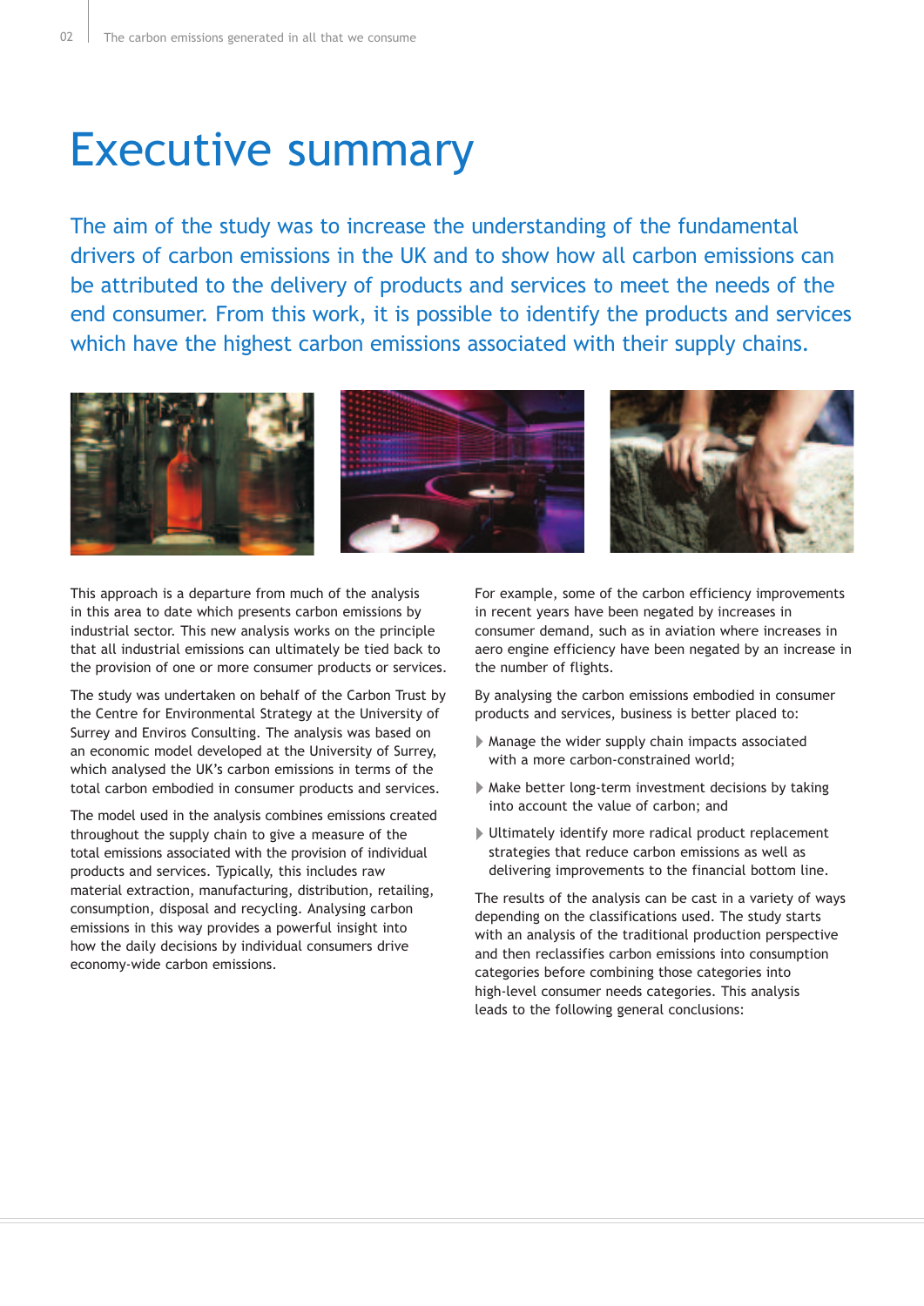# Executive summary

The aim of the study was to increase the understanding of the fundamental drivers of carbon emissions in the UK and to show how all carbon emissions can be attributed to the delivery of products and services to meet the needs of the end consumer. From this work, it is possible to identify the products and services which have the highest carbon emissions associated with their supply chains.

This approach is a departure from much of the analysis in this area to date which presents carbon emissions by industrial sector. This new analysis works on the principle that all industrial emissions can ultimately be tied back to the provision of one or more consumer products or services.

The study was undertaken on behalf of the Carbon Trust by the Centre for Environmental Strategy at the University of Surrey and Enviros Consulting. The analysis was based on an economic model developed at the University of Surrey, which analysed the UK's carbon emissions in terms of the total carbon embodied in consumer products and services.

The model used in the analysis combines emissions created throughout the supply chain to give a measure of the total emissions associated with the provision of individual products and services. Typically, this includes raw material extraction, manufacturing, distribution, retailing, consumption, disposal and recycling. Analysing carbon emissions in this way provides a powerful insight into how the daily decisions by individual consumers drive economy-wide carbon emissions.

For example, some of the carbon efficiency improvements in recent years have been negated by increases in consumer demand, such as in aviation where increases in aero engine efficiency have been negated by an increase in the number of flights.

By analysing the carbon emissions embodied in consumer products and services, business is better placed to:

- Manage the wider supply chain impacts associated with a more carbon-constrained world;
- Make better long-term investment decisions by taking into account the value of carbon; and
- Ultimately identify more radical product replacement strategies that reduce carbon emissions as well as delivering improvements to the financial bottom line.

The results of the analysis can be cast in a variety of ways depending on the classifications used. The study starts with an analysis of the traditional production perspective and then reclassifies carbon emissions into consumption categories before combining those categories into high-level consumer needs categories. This analysis leads to the following general conclusions: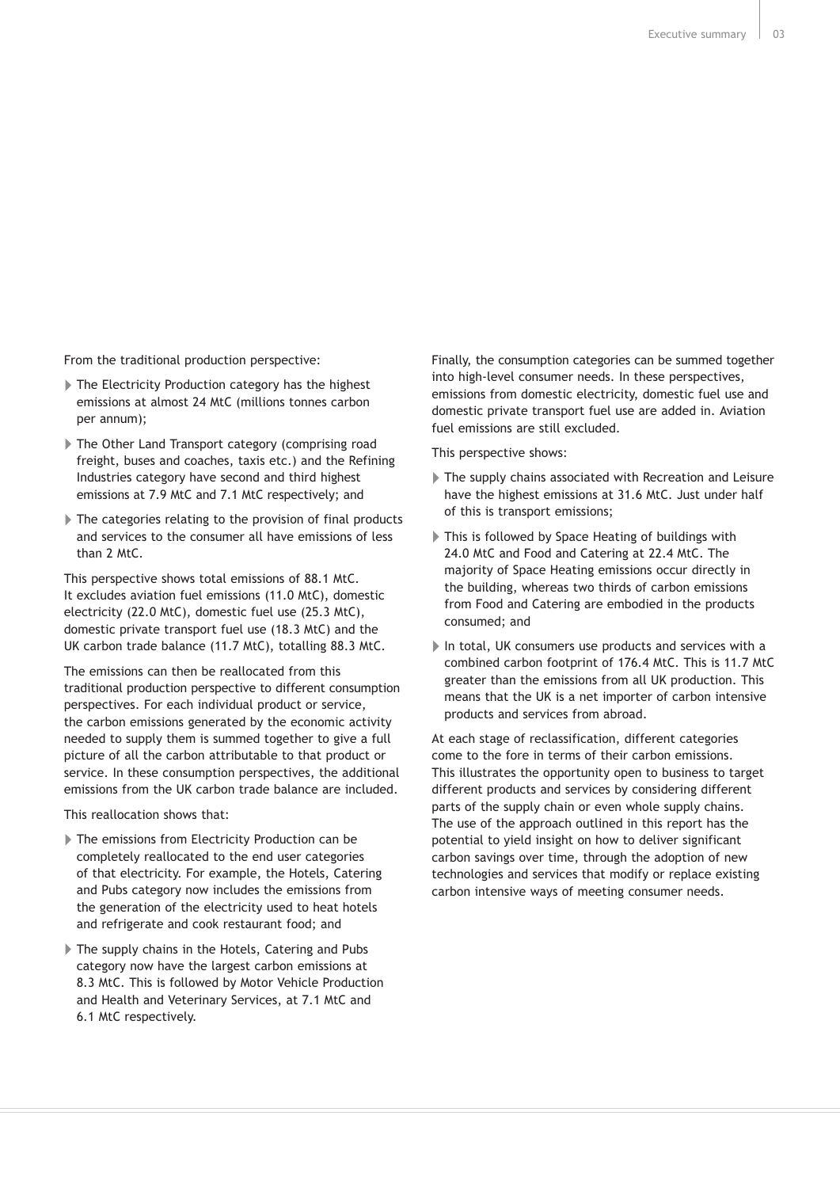From the traditional production perspective:

- The Electricity Production category has the highest emissions at almost 24 MtC (millions tonnes carbon per annum);
- The Other Land Transport category (comprising road freight, buses and coaches, taxis etc.) and the Refining Industries category have second and third highest emissions at 7.9 MtC and 7.1 MtC respectively; and
- The categories relating to the provision of final products and services to the consumer all have emissions of less than 2 MtC.

This perspective shows total emissions of 88.1 MtC. It excludes aviation fuel emissions (11.0 MtC), domestic electricity (22.0 MtC), domestic fuel use (25.3 MtC), domestic private transport fuel use (18.3 MtC) and the UK carbon trade balance (11.7 MtC), totalling 88.3 MtC.

The emissions can then be reallocated from this traditional production perspective to different consumption perspectives. For each individual product or service, the carbon emissions generated by the economic activity needed to supply them is summed together to give a full picture of all the carbon attributable to that product or service. In these consumption perspectives, the additional emissions from the UK carbon trade balance are included.

This reallocation shows that:

- The emissions from Electricity Production can be completely reallocated to the end user categories of that electricity. For example, the Hotels, Catering and Pubs category now includes the emissions from the generation of the electricity used to heat hotels and refrigerate and cook restaurant food; and
- The supply chains in the Hotels, Catering and Pubs category now have the largest carbon emissions at 8.3 MtC. This is followed by Motor Vehicle Production and Health and Veterinary Services, at 7.1 MtC and 6.1 MtC respectively.

Finally, the consumption categories can be summed together into high-level consumer needs. In these perspectives, emissions from domestic electricity, domestic fuel use and domestic private transport fuel use are added in. Aviation fuel emissions are still excluded.

This perspective shows:

- The supply chains associated with Recreation and Leisure have the highest emissions at 31.6 MtC. Just under half of this is transport emissions;
- This is followed by Space Heating of buildings with 24.0 MtC and Food and Catering at 22.4 MtC. The majority of Space Heating emissions occur directly in the building, whereas two thirds of carbon emissions from Food and Catering are embodied in the products consumed; and
- In total, UK consumers use products and services with a combined carbon footprint of 176.4 MtC. This is 11.7 MtC greater than the emissions from all UK production. This means that the UK is a net importer of carbon intensive products and services from abroad.

At each stage of reclassification, different categories come to the fore in terms of their carbon emissions. This illustrates the opportunity open to business to target different products and services by considering different parts of the supply chain or even whole supply chains. The use of the approach outlined in this report has the potential to yield insight on how to deliver significant carbon savings over time, through the adoption of new technologies and services that modify or replace existing carbon intensive ways of meeting consumer needs.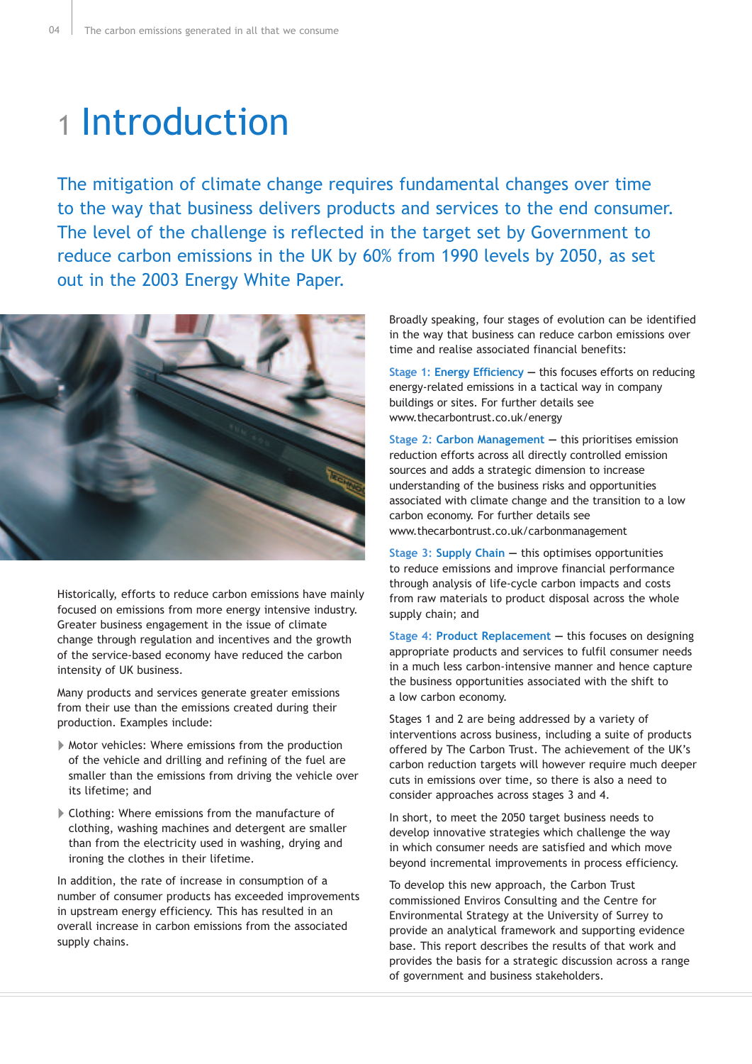# 1 Introduction

The mitigation of climate change requires fundamental changes over time to the way that business delivers products and services to the end consumer. The level of the challenge is reflected in the target set by Government to reduce carbon emissions in the UK by 60% from 1990 levels by 2050, as set out in the 2003 Energy White Paper.

Historically, efforts to reduce carbon emissions have mainly focused on emissions from more energy intensive industry. Greater business engagement in the issue of climate change through regulation and incentives and the growth of the service-based economy have reduced the carbon intensity of UK business.

Many products and services generate greater emissions from their use than the emissions created during their production. Examples include:

- Motor vehicles: Where emissions from the production of the vehicle and drilling and refining of the fuel are smaller than the emissions from driving the vehicle over its lifetime; and
- Clothing: Where emissions from the manufacture of clothing, washing machines and detergent are smaller than from the electricity used in washing, drying and ironing the clothes in their lifetime.

In addition, the rate of increase in consumption of a number of consumer products has exceeded improvements in upstream energy efficiency. This has resulted in an overall increase in carbon emissions from the associated supply chains.

Broadly speaking, four stages of evolution can be identified in the way that business can reduce carbon emissions over time and realise associated financial benefits:

**Stage 1: Energy Efficiency** — this focuses efforts on reducing energy-related emissions in a tactical way in company buildings or sites. For further details see www.thecarbontrust.co.uk/energy

**Stage 2: Carbon Management** — this prioritises emission reduction efforts across all directly controlled emission sources and adds a strategic dimension to increase understanding of the business risks and opportunities associated with climate change and the transition to a low carbon economy. For further details see www.thecarbontrust.co.uk/carbonmanagement

**Stage 3: Supply Chain** — this optimises opportunities to reduce emissions and improve financial performance through analysis of life-cycle carbon impacts and costs from raw materials to product disposal across the whole supply chain; and

**Stage 4: Product Replacement** — this focuses on designing appropriate products and services to fulfil consumer needs in a much less carbon-intensive manner and hence capture the business opportunities associated with the shift to a low carbon economy.

Stages 1 and 2 are being addressed by a variety of interventions across business, including a suite of products offered by The Carbon Trust. The achievement of the UK's carbon reduction targets will however require much deeper cuts in emissions over time, so there is also a need to consider approaches across stages 3 and 4.

In short, to meet the 2050 target business needs to develop innovative strategies which challenge the way in which consumer needs are satisfied and which move beyond incremental improvements in process efficiency.

To develop this new approach, the Carbon Trust commissioned Enviros Consulting and the Centre for Environmental Strategy at the University of Surrey to provide an analytical framework and supporting evidence base. This report describes the results of that work and provides the basis for a strategic discussion across a range of government and business stakeholders.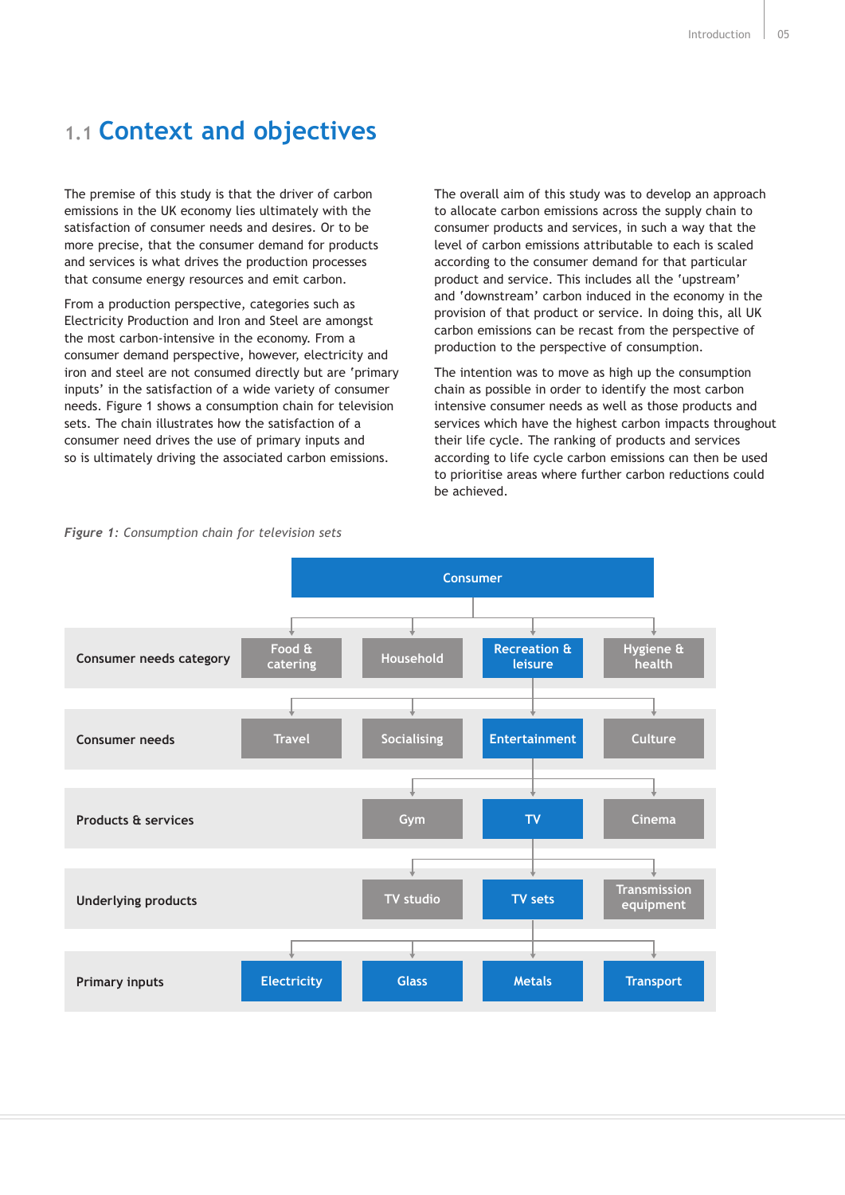## 1.1 Context and objectives

The premise of this study is that the driver of carbon emissions in the UK economy lies ultimately with the satisfaction of consumer needs and desires. Or to be more precise, that the consumer demand for products and services is what drives the production processes that consume energy resources and emit carbon.

From a production perspective, categories such as Electricity Production and Iron and Steel are amongst the most carbon-intensive in the economy. From a consumer demand perspective, however, electricity and iron and steel are not consumed directly but are 'primary inputs' in the satisfaction of a wide variety of consumer needs. Figure 1 shows a consumption chain for television sets. The chain illustrates how the satisfaction of a consumer need drives the use of primary inputs and so is ultimately driving the associated carbon emissions.

The overall aim of this study was to develop an approach to allocate carbon emissions across the supply chain to consumer products and services, in such a way that the level of carbon emissions attributable to each is scaled according to the consumer demand for that particular product and service. This includes all the 'upstream' and 'downstream' carbon induced in the economy in the provision of that product or service. In doing this, all UK carbon emissions can be recast from the perspective of production to the perspective of consumption.

The intention was to move as high up the consumption chain as possible in order to identify the most carbon intensive consumer needs as well as those products and services which have the highest carbon impacts throughout their life cycle. The ranking of products and services according to life cycle carbon emissions can then be used to prioritise areas where further carbon reductions could be achieved.

***Figure 1:*** *Consumption chain for television sets*

| | | | | |
|---|---|---|---|---|
| | | Consumer | | |
| **Consumer needs category** | Food & catering | Household | Recreation & leisure | Hygiene & health |
| **Consumer needs** | Travel | Socialising | Entertainment | Culture |
| **Products & services** | | Gym | TV | Cinema |
| **Underlying products** | | TV studio | TV sets | Transmission equipment |
| **Primary inputs** | Electricity | Glass | Metals | Transport |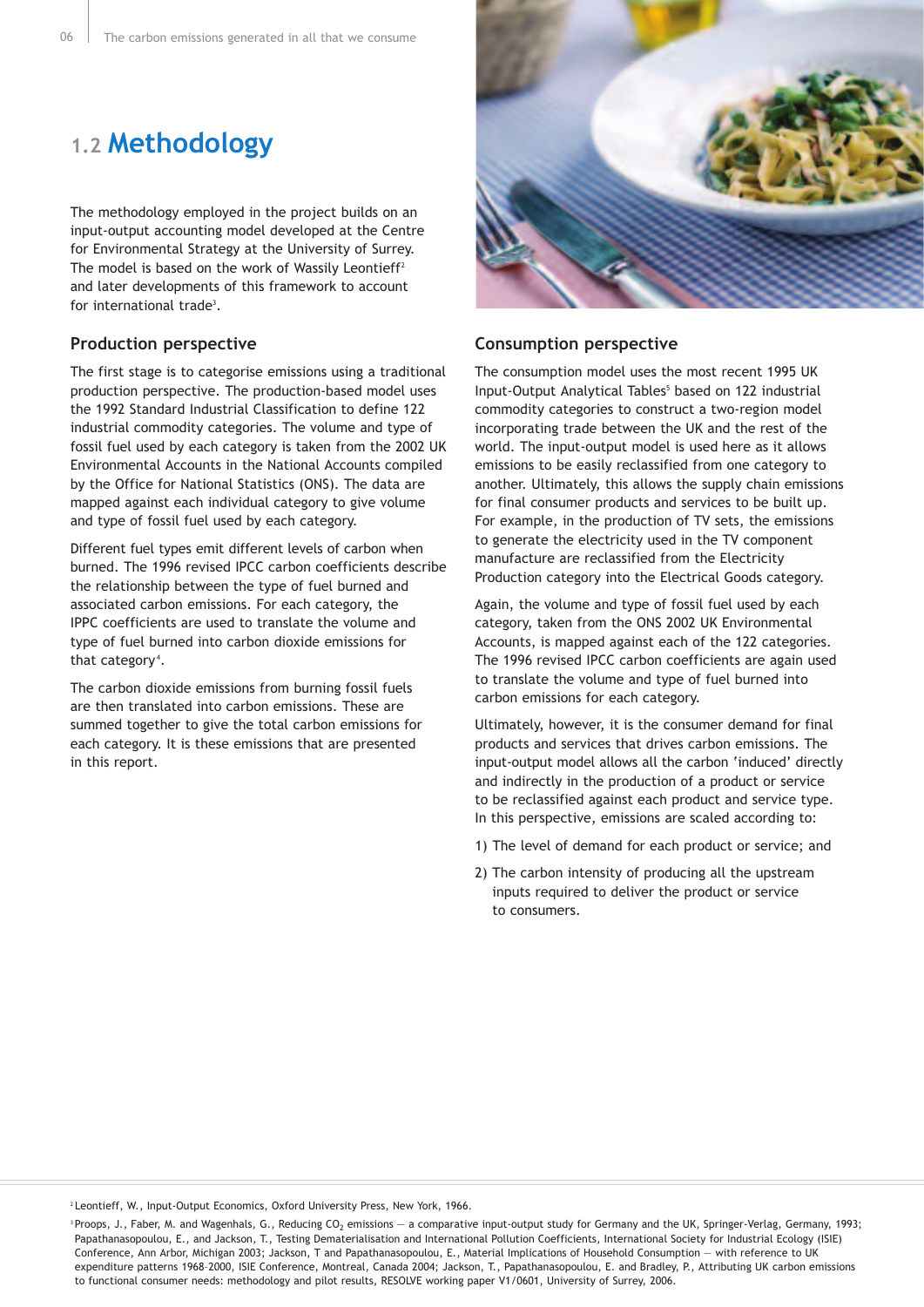## 1.2 Methodology

The methodology employed in the project builds on an input-output accounting model developed at the Centre for Environmental Strategy at the University of Surrey. The model is based on the work of Wassily Leontieff[2] and later developments of this framework to account for international trade[3].

### Production perspective

The first stage is to categorise emissions using a traditional production perspective. The production-based model uses the 1992 Standard Industrial Classification to define 122 industrial commodity categories. The volume and type of fossil fuel used by each category is taken from the 2002 UK Environmental Accounts in the National Accounts compiled by the Office for National Statistics (ONS). The data are mapped against each individual category to give volume and type of fossil fuel used by each category.

Different fuel types emit different levels of carbon when burned. The 1996 revised IPCC carbon coefficients describe the relationship between the type of fuel burned and associated carbon emissions. For each category, the IPPC coefficients are used to translate the volume and type of fuel burned into carbon dioxide emissions for that category[4].

The carbon dioxide emissions from burning fossil fuels are then translated into carbon emissions. These are summed together to give the total carbon emissions for each category. It is these emissions that are presented in this report.

### Consumption perspective

The consumption model uses the most recent 1995 UK Input-Output Analytical Tables[5] based on 122 industrial commodity categories to construct a two-region model incorporating trade between the UK and the rest of the world. The input-output model is used here as it allows emissions to be easily reclassified from one category to another. Ultimately, this allows the supply chain emissions for final consumer products and services to be built up. For example, in the production of TV sets, the emissions to generate the electricity used in the TV component manufacture are reclassified from the Electricity Production category into the Electrical Goods category.

Again, the volume and type of fossil fuel used by each category, taken from the ONS 2002 UK Environmental Accounts, is mapped against each of the 122 categories. The 1996 revised IPCC carbon coefficients are again used to translate the volume and type of fuel burned into carbon emissions for each category.

Ultimately, however, it is the consumer demand for final products and services that drives carbon emissions. The input-output model allows all the carbon 'induced' directly and indirectly in the production of a product or service to be reclassified against each product and service type. In this perspective, emissions are scaled according to:

1) The level of demand for each product or service; and

2) The carbon intensity of producing all the upstream inputs required to deliver the product or service to consumers.

---

[2] Leontieff, W., Input-Output Economics, Oxford University Press, New York, 1966.

[3] Proops, J., Faber, M. and Wagenhals, G., Reducing $CO_2$ emissions — a comparative input-output study for Germany and the UK, Springer-Verlag, Germany, 1993; Papathanasopoulou, E., and Jackson, T., Testing Dematerialisation and International Pollution Coefficients, International Society for Industrial Ecology (ISIE) Conference, Ann Arbor, Michigan 2003; Jackson, T and Papathanasopoulou, E., Material Implications of Household Consumption — with reference to UK expenditure patterns 1968-2000, ISIE Conference, Montreal, Canada 2004; Jackson, T., Papathanasopoulou, E. and Bradley, P., Attributing UK carbon emissions to functional consumer needs: methodology and pilot results, RESOLVE working paper V1/0601, University of Surrey, 2006.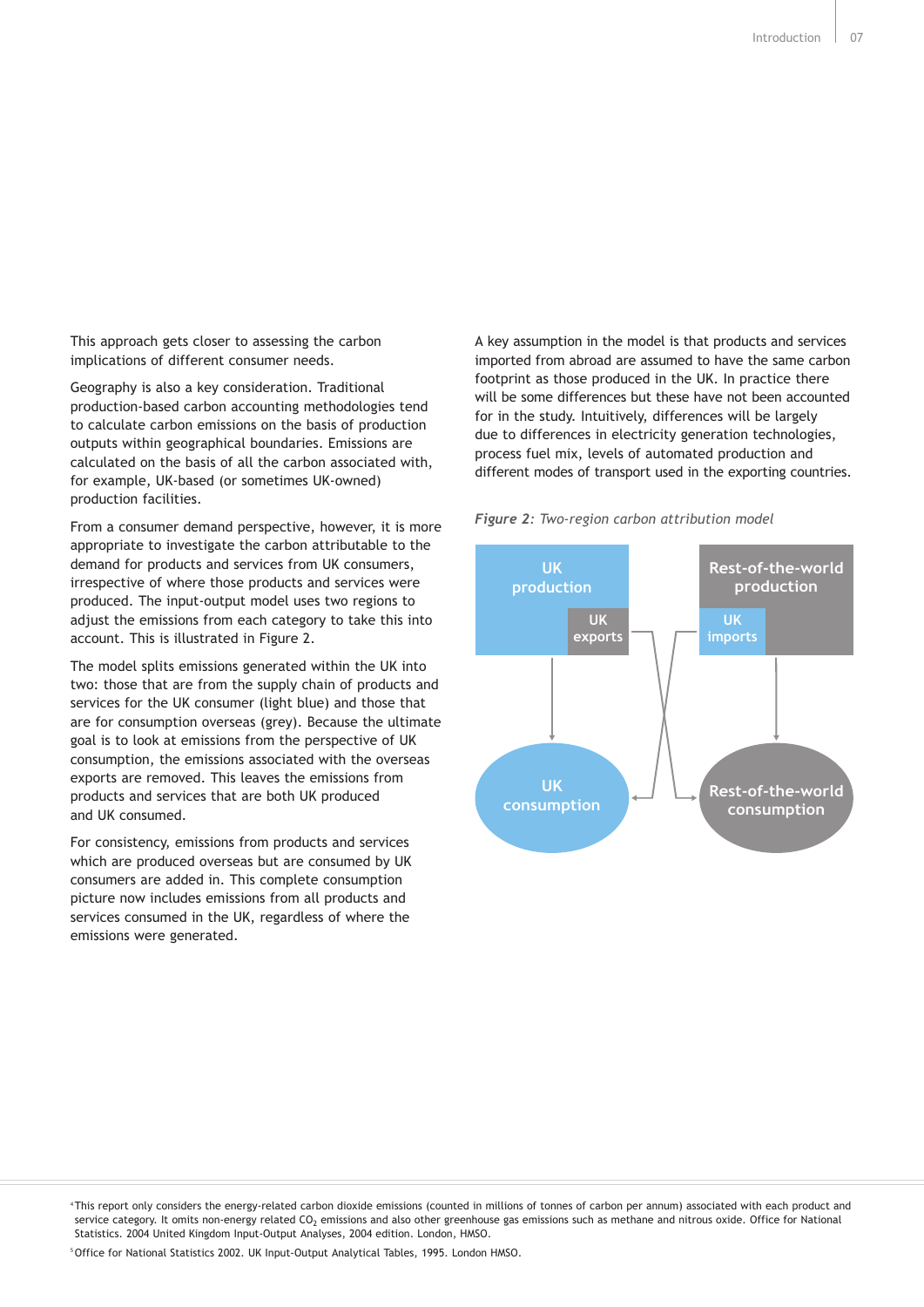This approach gets closer to assessing the carbon implications of different consumer needs.

Geography is also a key consideration. Traditional production-based carbon accounting methodologies tend to calculate carbon emissions on the basis of production outputs within geographical boundaries. Emissions are calculated on the basis of all the carbon associated with, for example, UK-based (or sometimes UK-owned) production facilities.

From a consumer demand perspective, however, it is more appropriate to investigate the carbon attributable to the demand for products and services from UK consumers, irrespective of where those products and services were produced. The input-output model uses two regions to adjust the emissions from each category to take this into account. This is illustrated in Figure 2.

The model splits emissions generated within the UK into two: those that are from the supply chain of products and services for the UK consumer (light blue) and those that are for consumption overseas (grey). Because the ultimate goal is to look at emissions from the perspective of UK consumption, the emissions associated with the overseas exports are removed. This leaves the emissions from products and services that are both UK produced and UK consumed.

For consistency, emissions from products and services which are produced overseas but are consumed by UK consumers are added in. This complete consumption picture now includes emissions from all products and services consumed in the UK, regardless of where the emissions were generated.

A key assumption in the model is that products and services imported from abroad are assumed to have the same carbon footprint as those produced in the UK. In practice there will be some differences but these have not been accounted for in the study. Intuitively, differences will be largely due to differences in electricity generation technologies, process fuel mix, levels of automated production and different modes of transport used in the exporting countries.

***Figure 2**: Two-region carbon attribution model*

UK production — UK exports — Rest-of-the-world production — UK imports — UK consumption — Rest-of-the-world consumption

[4] This report only considers the energy-related carbon dioxide emissions (counted in millions of tonnes of carbon per annum) associated with each product and service category. It omits non-energy related $CO_2$ emissions and also other greenhouse gas emissions such as methane and nitrous oxide. Office for National Statistics. 2004 United Kingdom Input-Output Analyses, 2004 edition. London, HMSO.

[5] Office for National Statistics 2002. UK Input-Output Analytical Tables, 1995. London HMSO.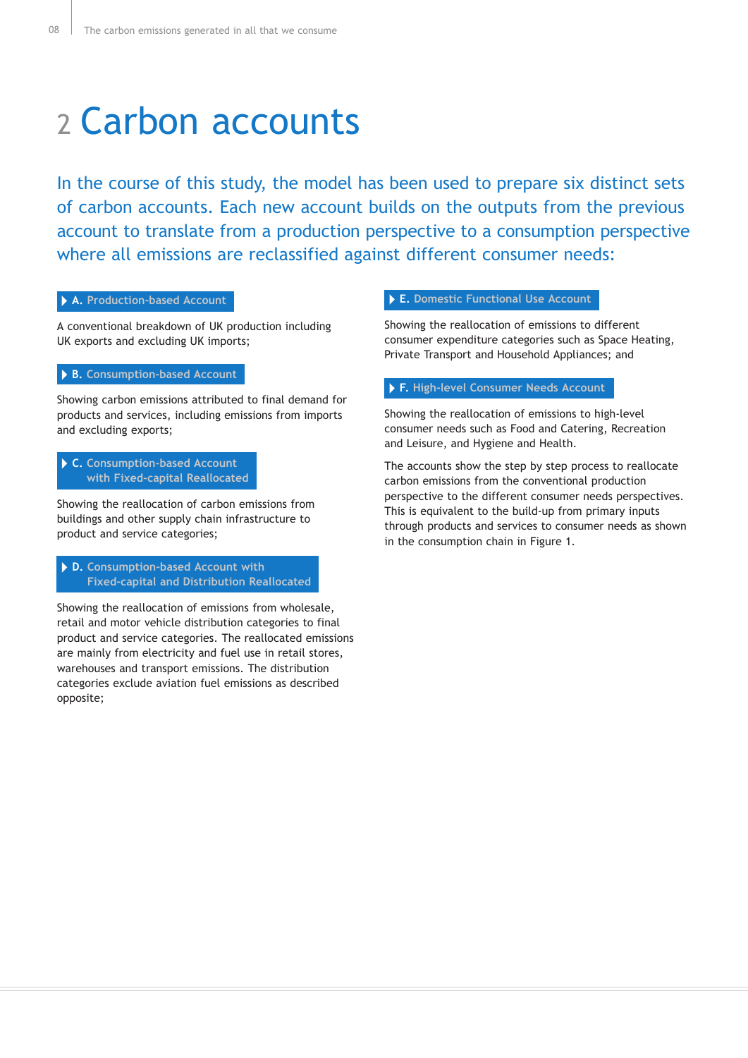# 2 Carbon accounts

In the course of this study, the model has been used to prepare six distinct sets of carbon accounts. Each new account builds on the outputs from the previous account to translate from a production perspective to a consumption perspective where all emissions are reclassified against different consumer needs:

### A. Production-based Account

A conventional breakdown of UK production including UK exports and excluding UK imports;

### B. Consumption-based Account

Showing carbon emissions attributed to final demand for products and services, including emissions from imports and excluding exports;

### C. Consumption-based Account with Fixed-capital Reallocated

Showing the reallocation of carbon emissions from buildings and other supply chain infrastructure to product and service categories;

### D. Consumption-based Account with Fixed-capital and Distribution Reallocated

Showing the reallocation of emissions from wholesale, retail and motor vehicle distribution categories to final product and service categories. The reallocated emissions are mainly from electricity and fuel use in retail stores, warehouses and transport emissions. The distribution categories exclude aviation fuel emissions as described opposite;

### E. Domestic Functional Use Account

Showing the reallocation of emissions to different consumer expenditure categories such as Space Heating, Private Transport and Household Appliances; and

### F. High-level Consumer Needs Account

Showing the reallocation of emissions to high-level consumer needs such as Food and Catering, Recreation and Leisure, and Hygiene and Health.

The accounts show the step by step process to reallocate carbon emissions from the conventional production perspective to the different consumer needs perspectives. This is equivalent to the build-up from primary inputs through products and services to consumer needs as shown in the consumption chain in Figure 1.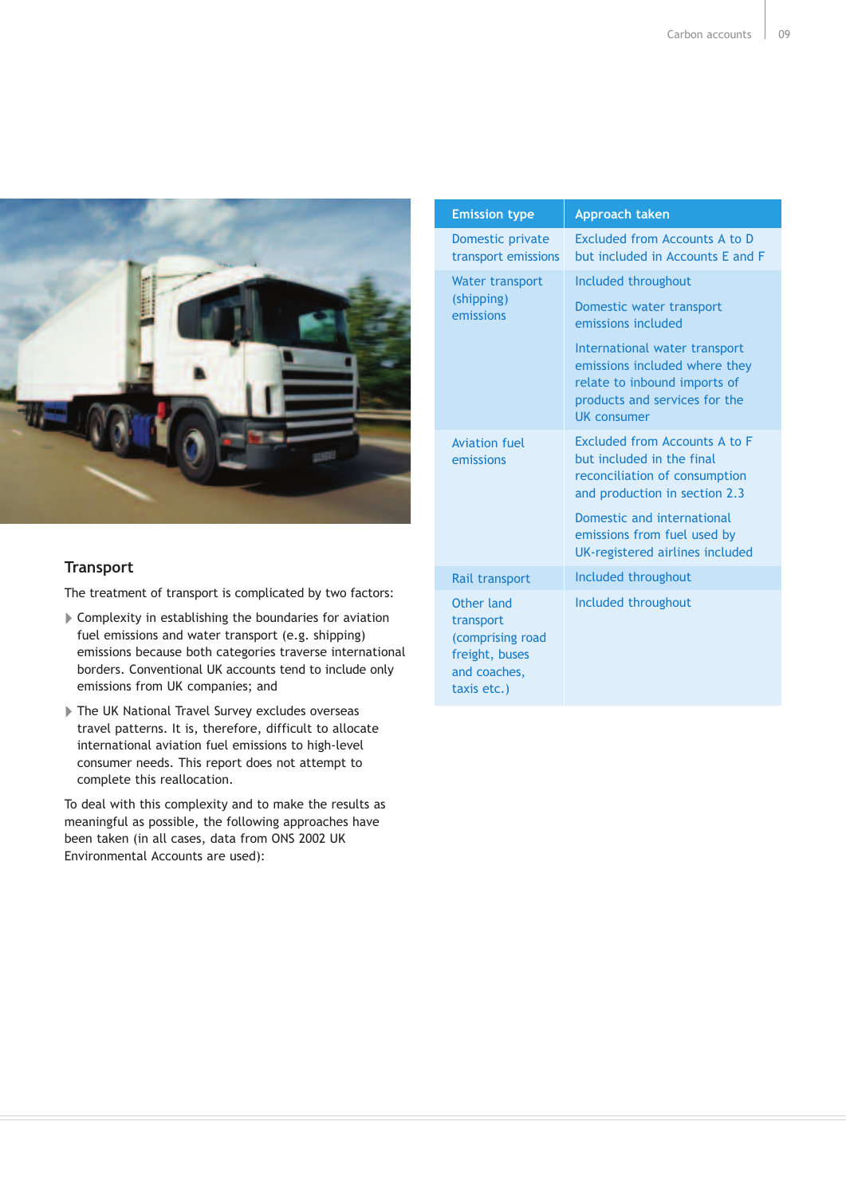## Transport

The treatment of transport is complicated by two factors:

- Complexity in establishing the boundaries for aviation fuel emissions and water transport (e.g. shipping) emissions because both categories traverse international borders. Conventional UK accounts tend to include only emissions from UK companies; and
- The UK National Travel Survey excludes overseas travel patterns. It is, therefore, difficult to allocate international aviation fuel emissions to high-level consumer needs. This report does not attempt to complete this reallocation.

To deal with this complexity and to make the results as meaningful as possible, the following approaches have been taken (in all cases, data from ONS 2002 UK Environmental Accounts are used):

| Emission type | Approach taken |
|---|---|
| Domestic private transport emissions | Excluded from Accounts A to D but included in Accounts E and F |
| Water transport (shipping) emissions | Included throughout<br><br>Domestic water transport emissions included<br><br>International water transport emissions included where they relate to inbound imports of products and services for the UK consumer |
| Aviation fuel emissions | Excluded from Accounts A to F but included in the final reconciliation of consumption and production in section 2.3<br><br>Domestic and international emissions from fuel used by UK-registered airlines included |
| Rail transport | Included throughout |
| Other land transport (comprising road freight, buses and coaches, taxis etc.) | Included throughout |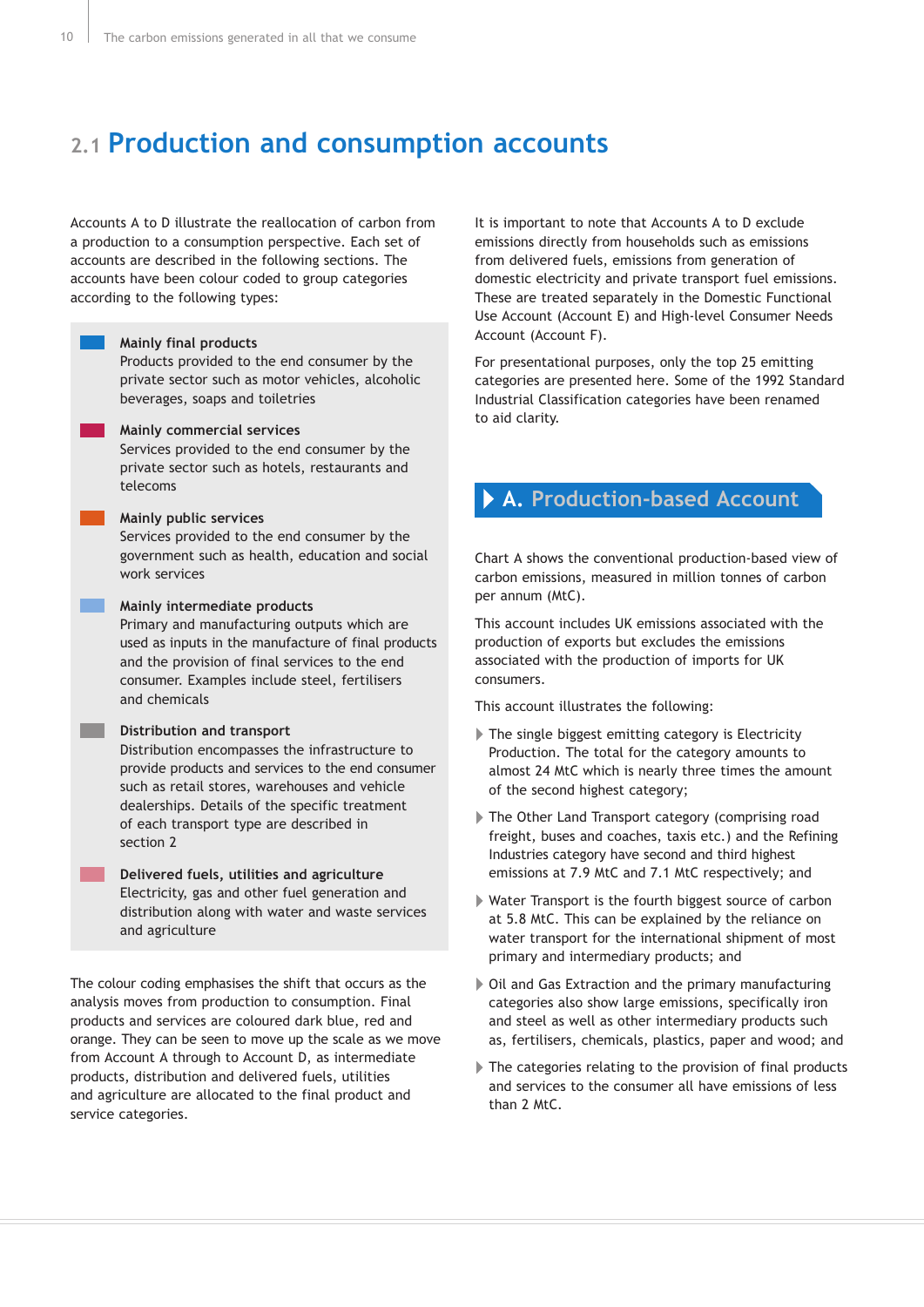## 2.1 Production and consumption accounts

Accounts A to D illustrate the reallocation of carbon from a production to a consumption perspective. Each set of accounts are described in the following sections. The accounts have been colour coded to group categories according to the following types:

**Mainly final products**
Products provided to the end consumer by the private sector such as motor vehicles, alcoholic beverages, soaps and toiletries

**Mainly commercial services**
Services provided to the end consumer by the private sector such as hotels, restaurants and telecoms

**Mainly public services**
Services provided to the end consumer by the government such as health, education and social work services

**Mainly intermediate products**
Primary and manufacturing outputs which are used as inputs in the manufacture of final products and the provision of final services to the end consumer. Examples include steel, fertilisers and chemicals

**Distribution and transport**
Distribution encompasses the infrastructure to provide products and services to the end consumer such as retail stores, warehouses and vehicle dealerships. Details of the specific treatment of each transport type are described in section 2

**Delivered fuels, utilities and agriculture**
Electricity, gas and other fuel generation and distribution along with water and waste services and agriculture

The colour coding emphasises the shift that occurs as the analysis moves from production to consumption. Final products and services are coloured dark blue, red and orange. They can be seen to move up the scale as we move from Account A through to Account D, as intermediate products, distribution and delivered fuels, utilities and agriculture are allocated to the final product and service categories.

It is important to note that Accounts A to D exclude emissions directly from households such as emissions from delivered fuels, emissions from generation of domestic electricity and private transport fuel emissions. These are treated separately in the Domestic Functional Use Account (Account E) and High-level Consumer Needs Account (Account F).

For presentational purposes, only the top 25 emitting categories are presented here. Some of the 1992 Standard Industrial Classification categories have been renamed to aid clarity.

### A. Production-based Account

Chart A shows the conventional production-based view of carbon emissions, measured in million tonnes of carbon per annum (MtC).

This account includes UK emissions associated with the production of exports but excludes the emissions associated with the production of imports for UK consumers.

This account illustrates the following:

- The single biggest emitting category is Electricity Production. The total for the category amounts to almost 24 MtC which is nearly three times the amount of the second highest category;
- The Other Land Transport category (comprising road freight, buses and coaches, taxis etc.) and the Refining Industries category have second and third highest emissions at 7.9 MtC and 7.1 MtC respectively; and
- Water Transport is the fourth biggest source of carbon at 5.8 MtC. This can be explained by the reliance on water transport for the international shipment of most primary and intermediary products; and
- Oil and Gas Extraction and the primary manufacturing categories also show large emissions, specifically iron and steel as well as other intermediary products such as, fertilisers, chemicals, plastics, paper and wood; and
- The categories relating to the provision of final products and services to the consumer all have emissions of less than 2 MtC.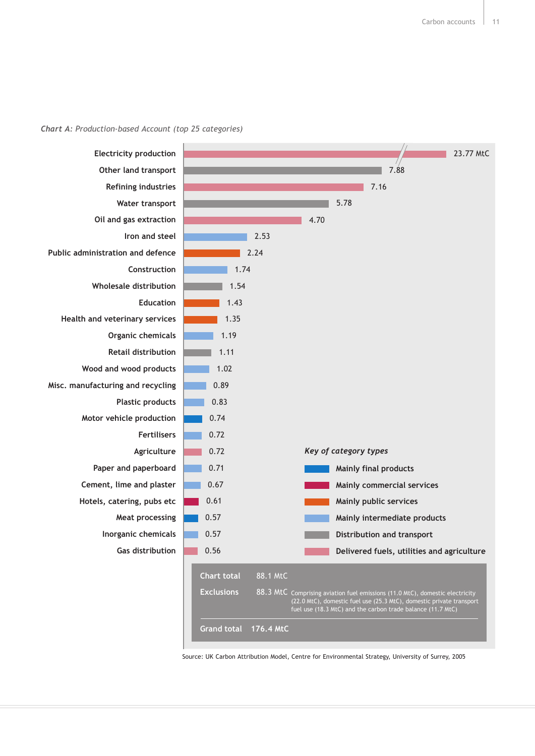*Chart A: Production-based Account (top 25 categories)*

| Category | MtC | Category type |
|---|---|---|
| Electricity production | 23.77 MtC | Delivered fuels, utilities and agriculture |
| Other land transport | 7.88 | Distribution and transport |
| Refining industries | 7.16 | Delivered fuels, utilities and agriculture |
| Water transport | 5.78 | Distribution and transport |
| Oil and gas extraction | 4.70 | Delivered fuels, utilities and agriculture |
| Iron and steel | 2.53 | Mainly intermediate products |
| Public administration and defence | 2.24 | Mainly public services |
| Construction | 1.74 | Mainly intermediate products |
| Wholesale distribution | 1.54 | Distribution and transport |
| Education | 1.43 | Mainly public services |
| Health and veterinary services | 1.35 | Mainly public services |
| Organic chemicals | 1.19 | Mainly intermediate products |
| Retail distribution | 1.11 | Distribution and transport |
| Wood and wood products | 1.02 | Mainly intermediate products |
| Misc. manufacturing and recycling | 0.89 | Mainly intermediate products |
| Plastic products | 0.83 | Mainly intermediate products |
| Motor vehicle production | 0.74 | Mainly final products |
| Fertilisers | 0.72 | Mainly intermediate products |
| Agriculture | 0.72 | Delivered fuels, utilities and agriculture |
| Paper and paperboard | 0.71 | Mainly intermediate products |
| Cement, lime and plaster | 0.67 | Mainly intermediate products |
| Hotels, catering, pubs etc | 0.61 | Mainly commercial services |
| Meat processing | 0.57 | Mainly final products |
| Inorganic chemicals | 0.57 | Mainly intermediate products |
| Gas distribution | 0.56 | Delivered fuels, utilities and agriculture |

*Key of category types*

- Mainly final products
- Mainly commercial services
- Mainly public services
- Mainly intermediate products
- Distribution and transport
- Delivered fuels, utilities and agriculture

**Chart total** 88.1 MtC

**Exclusions** 88.3 MtC Comprising aviation fuel emissions (11.0 MtC), domestic electricity (22.0 MtC), domestic fuel use (25.3 MtC), domestic private transport fuel use (18.3 MtC) and the carbon trade balance (11.7 MtC)

**Grand total** 176.4 MtC

Source: UK Carbon Attribution Model, Centre for Environmental Strategy, University of Surrey, 2005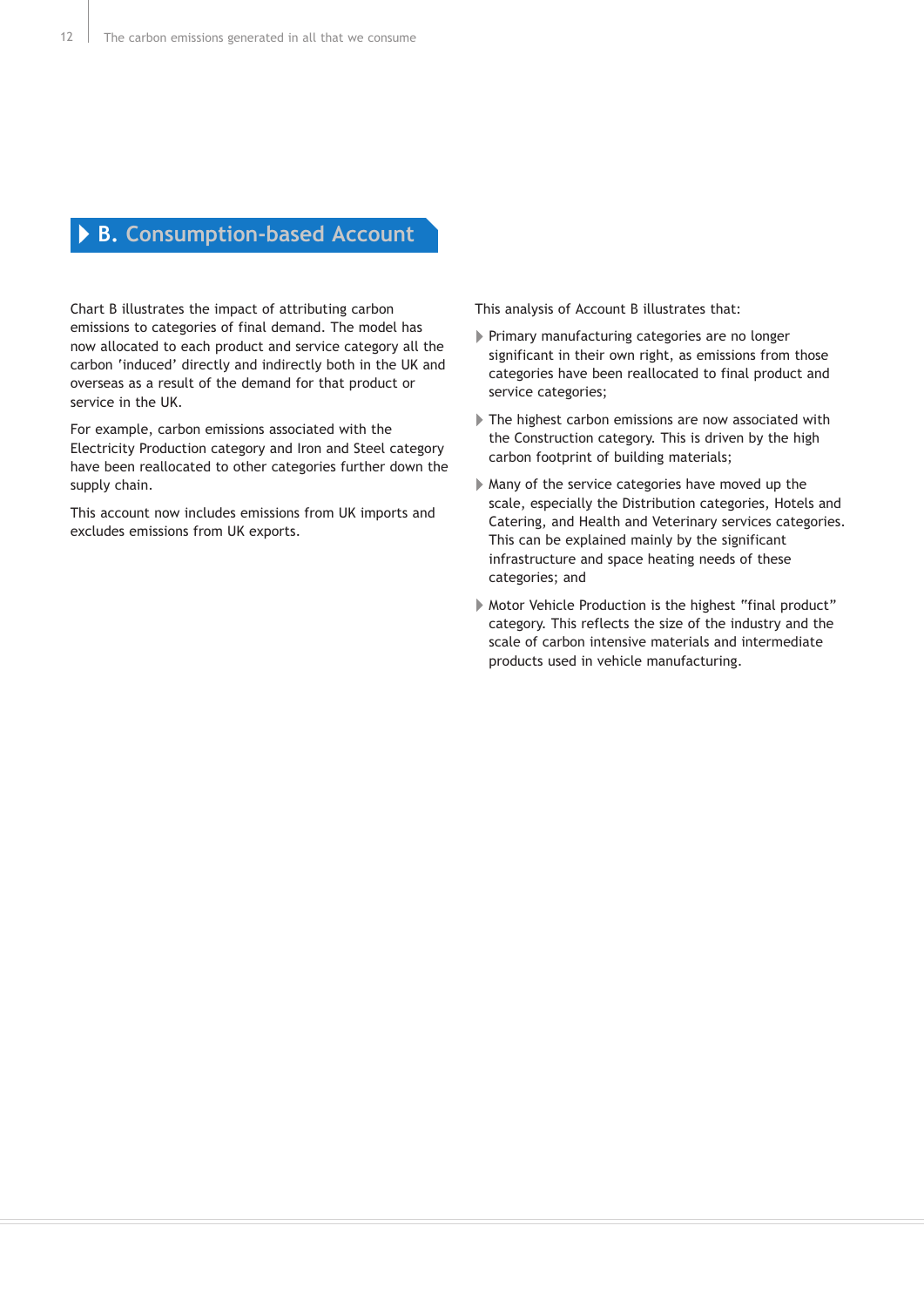## B. Consumption-based Account

Chart B illustrates the impact of attributing carbon emissions to categories of final demand. The model has now allocated to each product and service category all the carbon 'induced' directly and indirectly both in the UK and overseas as a result of the demand for that product or service in the UK.

For example, carbon emissions associated with the Electricity Production category and Iron and Steel category have been reallocated to other categories further down the supply chain.

This account now includes emissions from UK imports and excludes emissions from UK exports.

This analysis of Account B illustrates that:

- Primary manufacturing categories are no longer significant in their own right, as emissions from those categories have been reallocated to final product and service categories;
- The highest carbon emissions are now associated with the Construction category. This is driven by the high carbon footprint of building materials;
- Many of the service categories have moved up the scale, especially the Distribution categories, Hotels and Catering, and Health and Veterinary services categories. This can be explained mainly by the significant infrastructure and space heating needs of these categories; and
- Motor Vehicle Production is the highest "final product" category. This reflects the size of the industry and the scale of carbon intensive materials and intermediate products used in vehicle manufacturing.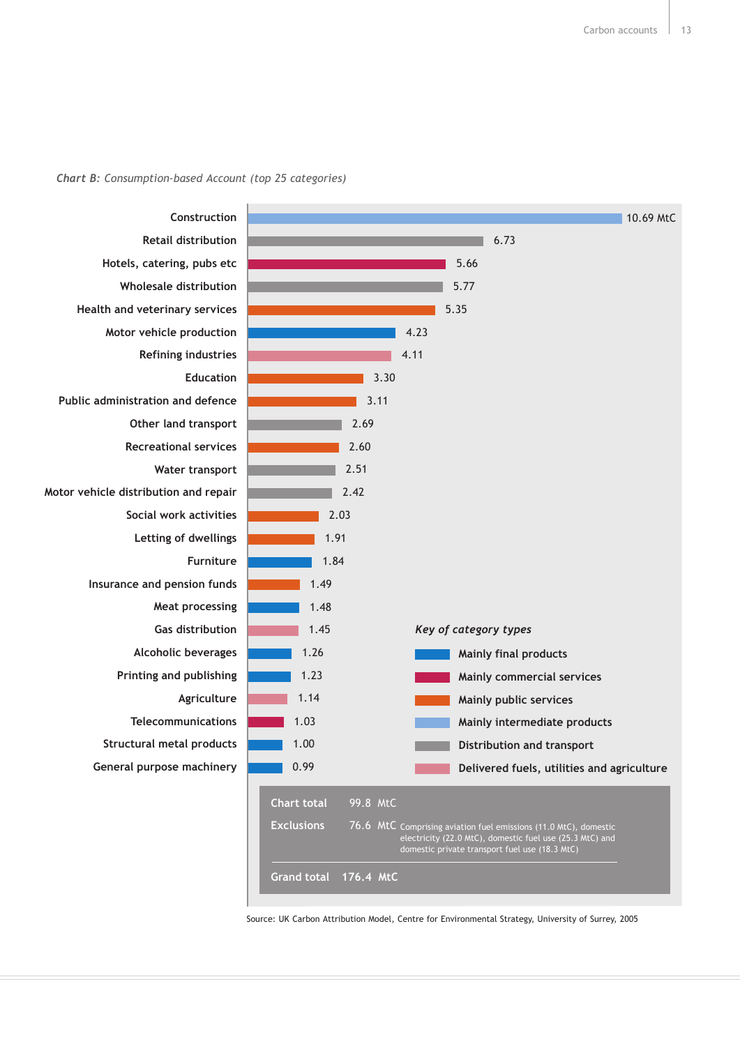*Chart B: Consumption-based Account (top 25 categories)*

| Category | MtC | Category type |
|---|---|---|
| Construction | 10.69 MtC | Mainly intermediate products |
| Retail distribution | 6.73 | Distribution and transport |
| Hotels, catering, pubs etc | 5.66 | Mainly commercial services |
| Wholesale distribution | 5.77 | Distribution and transport |
| Health and veterinary services | 5.35 | Mainly public services |
| Motor vehicle production | 4.23 | Mainly final products |
| Refining industries | 4.11 | Delivered fuels, utilities and agriculture |
| Education | 3.30 | Mainly public services |
| Public administration and defence | 3.11 | Mainly public services |
| Other land transport | 2.69 | Distribution and transport |
| Recreational services | 2.60 | Mainly public services |
| Water transport | 2.51 | Distribution and transport |
| Motor vehicle distribution and repair | 2.42 | Distribution and transport |
| Social work activities | 2.03 | Mainly public services |
| Letting of dwellings | 1.91 | Mainly public services |
| Furniture | 1.84 | Mainly final products |
| Insurance and pension funds | 1.49 | Mainly public services |
| Meat processing | 1.48 | Mainly final products |
| Gas distribution | 1.45 | Delivered fuels, utilities and agriculture |
| Alcoholic beverages | 1.26 | Mainly final products |
| Printing and publishing | 1.23 | Mainly final products |
| Agriculture | 1.14 | Delivered fuels, utilities and agriculture |
| Telecommunications | 1.03 | Mainly commercial services |
| Structural metal products | 1.00 | Mainly final products |
| General purpose machinery | 0.99 | Mainly final products |

*Key of category types*

- Mainly final products
- Mainly commercial services
- Mainly public services
- Mainly intermediate products
- Distribution and transport
- Delivered fuels, utilities and agriculture

| | | |
|---|---|---|
| Chart total | 99.8 MtC | |
| Exclusions | 76.6 MtC | Comprising aviation fuel emissions (11.0 MtC), domestic electricity (22.0 MtC), domestic fuel use (25.3 MtC) and domestic private transport fuel use (18.3 MtC) |
| Grand total | 176.4 MtC | |

Source: UK Carbon Attribution Model, Centre for Environmental Strategy, University of Surrey, 2005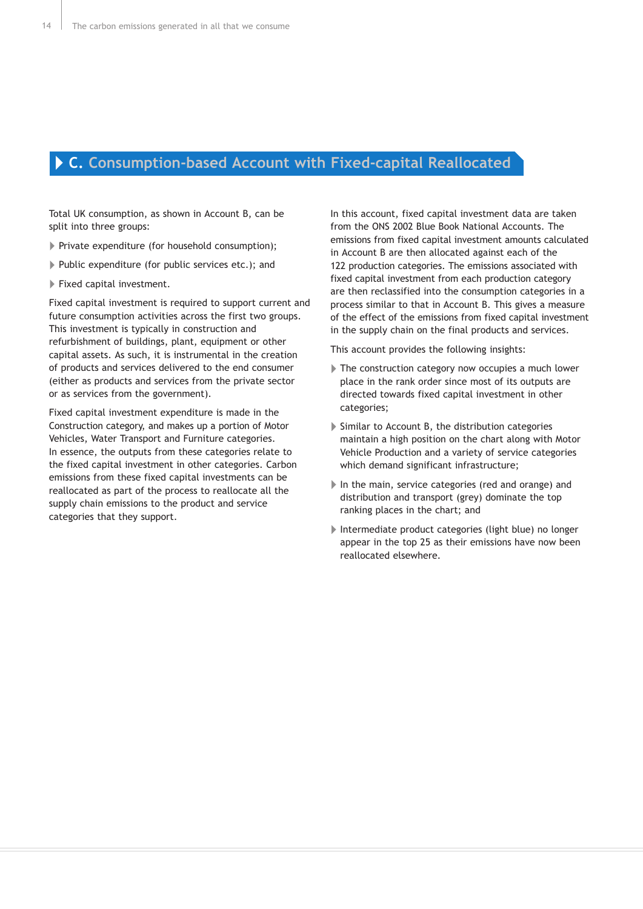## C. Consumption-based Account with Fixed-capital Reallocated

Total UK consumption, as shown in Account B, can be split into three groups:

- Private expenditure (for household consumption);
- Public expenditure (for public services etc.); and
- Fixed capital investment.

Fixed capital investment is required to support current and future consumption activities across the first two groups. This investment is typically in construction and refurbishment of buildings, plant, equipment or other capital assets. As such, it is instrumental in the creation of products and services delivered to the end consumer (either as products and services from the private sector or as services from the government).

Fixed capital investment expenditure is made in the Construction category, and makes up a portion of Motor Vehicles, Water Transport and Furniture categories. In essence, the outputs from these categories relate to the fixed capital investment in other categories. Carbon emissions from these fixed capital investments can be reallocated as part of the process to reallocate all the supply chain emissions to the product and service categories that they support.

In this account, fixed capital investment data are taken from the ONS 2002 Blue Book National Accounts. The emissions from fixed capital investment amounts calculated in Account B are then allocated against each of the 122 production categories. The emissions associated with fixed capital investment from each production category are then reclassified into the consumption categories in a process similar to that in Account B. This gives a measure of the effect of the emissions from fixed capital investment in the supply chain on the final products and services.

This account provides the following insights:

- The construction category now occupies a much lower place in the rank order since most of its outputs are directed towards fixed capital investment in other categories;
- Similar to Account B, the distribution categories maintain a high position on the chart along with Motor Vehicle Production and a variety of service categories which demand significant infrastructure;
- In the main, service categories (red and orange) and distribution and transport (grey) dominate the top ranking places in the chart; and
- Intermediate product categories (light blue) no longer appear in the top 25 as their emissions have now been reallocated elsewhere.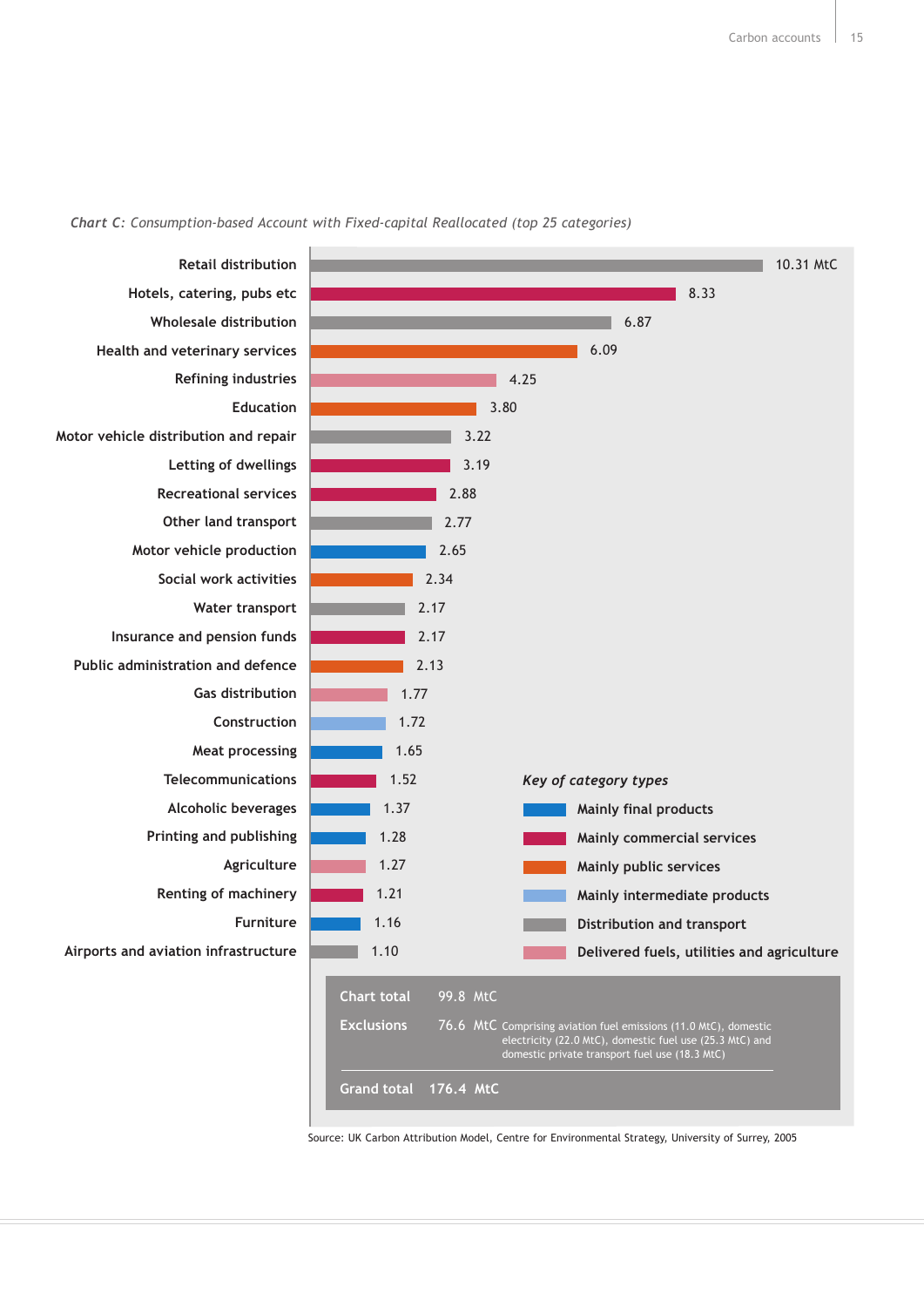*Chart C: Consumption-based Account with Fixed-capital Reallocated (top 25 categories)*

| Category | MtC | Category type |
|---|---|---|
| Retail distribution | 10.31 MtC | Distribution and transport |
| Hotels, catering, pubs etc | 8.33 | Mainly commercial services |
| Wholesale distribution | 6.87 | Distribution and transport |
| Health and veterinary services | 6.09 | Mainly public services |
| Refining industries | 4.25 | Delivered fuels, utilities and agriculture |
| Education | 3.80 | Mainly public services |
| Motor vehicle distribution and repair | 3.22 | Distribution and transport |
| Letting of dwellings | 3.19 | Mainly commercial services |
| Recreational services | 2.88 | Mainly commercial services |
| Other land transport | 2.77 | Distribution and transport |
| Motor vehicle production | 2.65 | Mainly final products |
| Social work activities | 2.34 | Mainly public services |
| Water transport | 2.17 | Distribution and transport |
| Insurance and pension funds | 2.17 | Mainly commercial services |
| Public administration and defence | 2.13 | Mainly public services |
| Gas distribution | 1.77 | Delivered fuels, utilities and agriculture |
| Construction | 1.72 | Mainly intermediate products |
| Meat processing | 1.65 | Mainly final products |
| Telecommunications | 1.52 | Mainly commercial services |
| Alcoholic beverages | 1.37 | Mainly final products |
| Printing and publishing | 1.28 | Mainly final products |
| Agriculture | 1.27 | Delivered fuels, utilities and agriculture |
| Renting of machinery | 1.21 | Mainly commercial services |
| Furniture | 1.16 | Mainly final products |
| Airports and aviation infrastructure | 1.10 | Distribution and transport |

*Key of category types*

- Mainly final products
- Mainly commercial services
- Mainly public services
- Mainly intermediate products
- Distribution and transport
- Delivered fuels, utilities and agriculture

| | | |
|---|---|---|
| Chart total | 99.8 MtC | |
| Exclusions | 76.6 MtC | Comprising aviation fuel emissions (11.0 MtC), domestic electricity (22.0 MtC), domestic fuel use (25.3 MtC) and domestic private transport fuel use (18.3 MtC) |
| Grand total | 176.4 MtC | |

Source: UK Carbon Attribution Model, Centre for Environmental Strategy, University of Surrey, 2005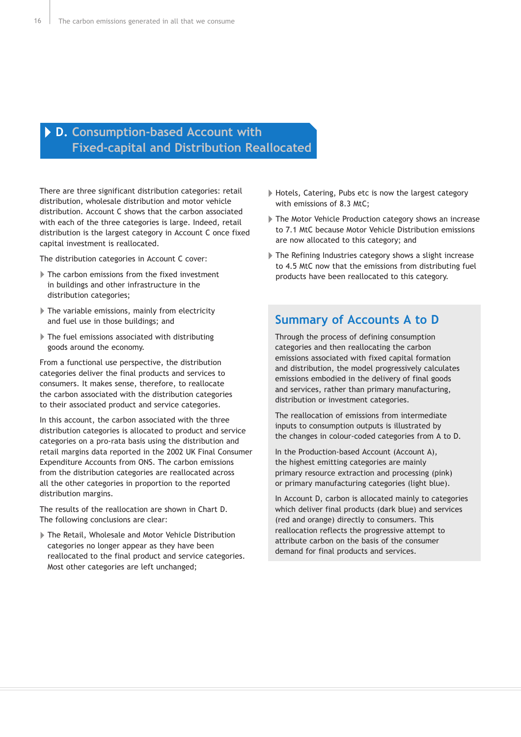## D. Consumption-based Account with Fixed-capital and Distribution Reallocated

There are three significant distribution categories: retail distribution, wholesale distribution and motor vehicle distribution. Account C shows that the carbon associated with each of the three categories is large. Indeed, retail distribution is the largest category in Account C once fixed capital investment is reallocated.

The distribution categories in Account C cover:

- The carbon emissions from the fixed investment in buildings and other infrastructure in the distribution categories;
- The variable emissions, mainly from electricity and fuel use in those buildings; and
- The fuel emissions associated with distributing goods around the economy.

From a functional use perspective, the distribution categories deliver the final products and services to consumers. It makes sense, therefore, to reallocate the carbon associated with the distribution categories to their associated product and service categories.

In this account, the carbon associated with the three distribution categories is allocated to product and service categories on a pro-rata basis using the distribution and retail margins data reported in the 2002 UK Final Consumer Expenditure Accounts from ONS. The carbon emissions from the distribution categories are reallocated across all the other categories in proportion to the reported distribution margins.

The results of the reallocation are shown in Chart D. The following conclusions are clear:

- The Retail, Wholesale and Motor Vehicle Distribution categories no longer appear as they have been reallocated to the final product and service categories. Most other categories are left unchanged;
- Hotels, Catering, Pubs etc is now the largest category with emissions of 8.3 MtC;
- The Motor Vehicle Production category shows an increase to 7.1 MtC because Motor Vehicle Distribution emissions are now allocated to this category; and
- The Refining Industries category shows a slight increase to 4.5 MtC now that the emissions from distributing fuel products have been reallocated to this category.

### Summary of Accounts A to D

Through the process of defining consumption categories and then reallocating the carbon emissions associated with fixed capital formation and distribution, the model progressively calculates emissions embodied in the delivery of final goods and services, rather than primary manufacturing, distribution or investment categories.

The reallocation of emissions from intermediate inputs to consumption outputs is illustrated by the changes in colour-coded categories from A to D.

In the Production-based Account (Account A), the highest emitting categories are mainly primary resource extraction and processing (pink) or primary manufacturing categories (light blue).

In Account D, carbon is allocated mainly to categories which deliver final products (dark blue) and services (red and orange) directly to consumers. This reallocation reflects the progressive attempt to attribute carbon on the basis of the consumer demand for final products and services.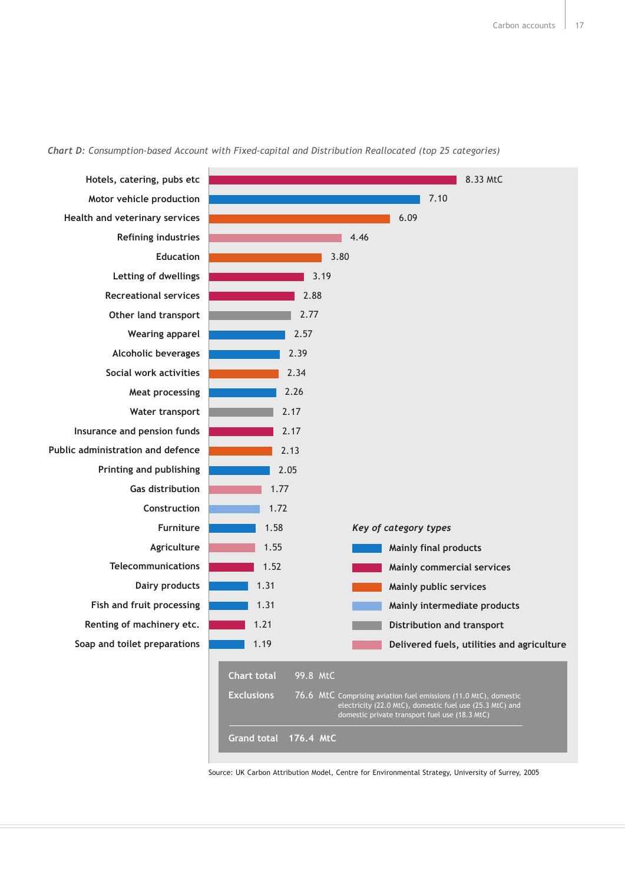*Chart D: Consumption-based Account with Fixed-capital and Distribution Reallocated (top 25 categories)*

| Category | MtC | Category type |
|---|---|---|
| Hotels, catering, pubs etc | 8.33 MtC | Mainly commercial services |
| Motor vehicle production | 7.10 | Mainly final products |
| Health and veterinary services | 6.09 | Mainly public services |
| Refining industries | 4.46 | Delivered fuels, utilities and agriculture |
| Education | 3.80 | Mainly public services |
| Letting of dwellings | 3.19 | Mainly commercial services |
| Recreational services | 2.88 | Mainly commercial services |
| Other land transport | 2.77 | Distribution and transport |
| Wearing apparel | 2.57 | Mainly final products |
| Alcoholic beverages | 2.39 | Mainly final products |
| Social work activities | 2.34 | Mainly public services |
| Meat processing | 2.26 | Mainly final products |
| Water transport | 2.17 | Distribution and transport |
| Insurance and pension funds | 2.17 | Mainly commercial services |
| Public administration and defence | 2.13 | Mainly public services |
| Printing and publishing | 2.05 | Mainly final products |
| Gas distribution | 1.77 | Delivered fuels, utilities and agriculture |
| Construction | 1.72 | Mainly intermediate products |
| Furniture | 1.58 | Mainly final products |
| Agriculture | 1.55 | Delivered fuels, utilities and agriculture |
| Telecommunications | 1.52 | Mainly commercial services |
| Dairy products | 1.31 | Mainly final products |
| Fish and fruit processing | 1.31 | Mainly final products |
| Renting of machinery etc. | 1.21 | Mainly commercial services |
| Soap and toilet preparations | 1.19 | Mainly final products |

*Key of category types*

- Mainly final products
- Mainly commercial services
- Mainly public services
- Mainly intermediate products
- Distribution and transport
- Delivered fuels, utilities and agriculture

| | | |
|---|---|---|
| Chart total | 99.8 MtC | |
| Exclusions | 76.6 MtC | Comprising aviation fuel emissions (11.0 MtC), domestic electricity (22.0 MtC), domestic fuel use (25.3 MtC) and domestic private transport fuel use (18.3 MtC) |
| Grand total | 176.4 MtC | |

Source: UK Carbon Attribution Model, Centre for Environmental Strategy, University of Surrey, 2005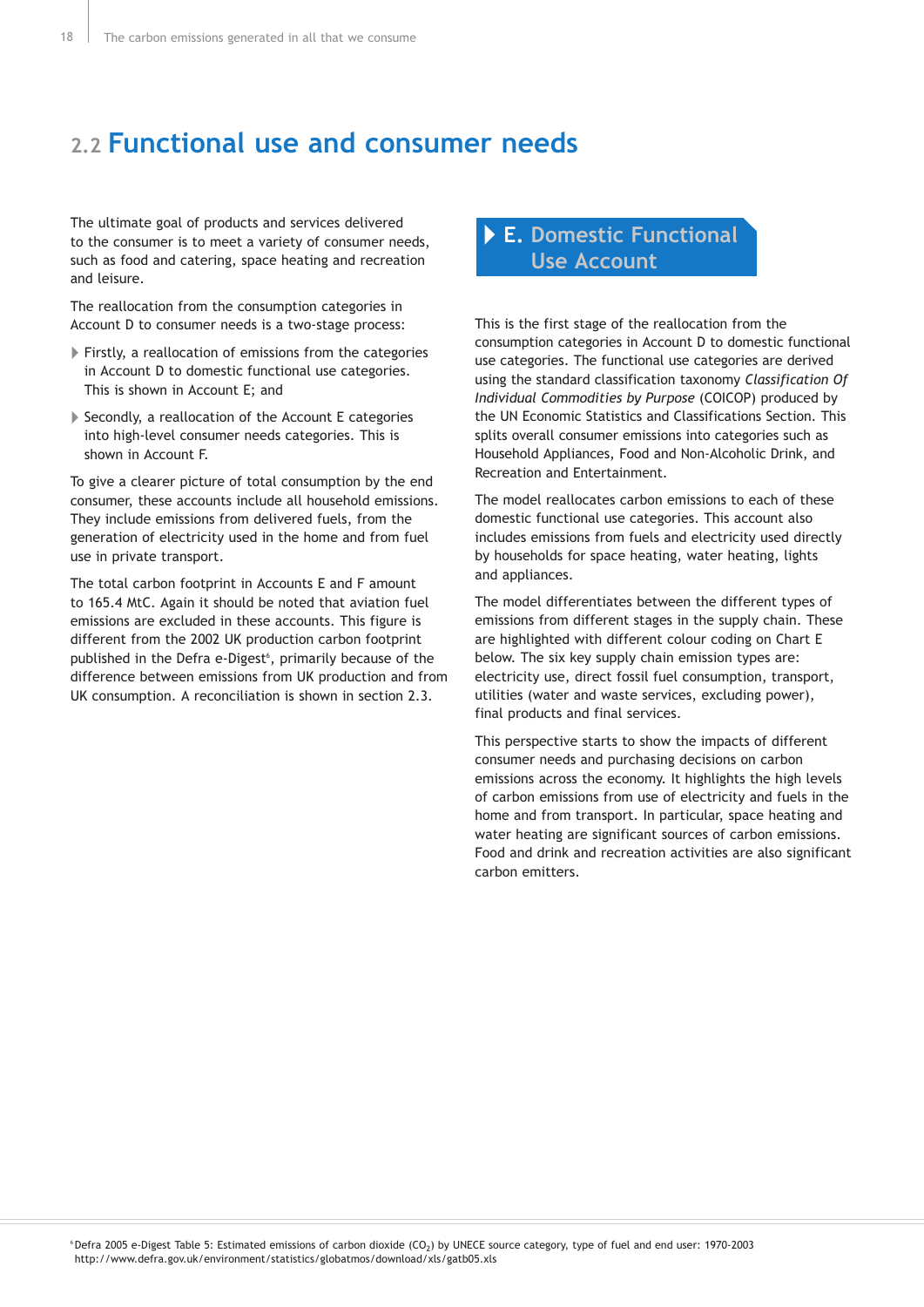## 2.2 Functional use and consumer needs

The ultimate goal of products and services delivered to the consumer is to meet a variety of consumer needs, such as food and catering, space heating and recreation and leisure.

The reallocation from the consumption categories in Account D to consumer needs is a two-stage process:

- Firstly, a reallocation of emissions from the categories in Account D to domestic functional use categories. This is shown in Account E; and
- Secondly, a reallocation of the Account E categories into high-level consumer needs categories. This is shown in Account F.

To give a clearer picture of total consumption by the end consumer, these accounts include all household emissions. They include emissions from delivered fuels, from the generation of electricity used in the home and from fuel use in private transport.

The total carbon footprint in Accounts E and F amount to 165.4 MtC. Again it should be noted that aviation fuel emissions are excluded in these accounts. This figure is different from the 2002 UK production carbon footprint published in the Defra e-Digest[6], primarily because of the difference between emissions from UK production and from UK consumption. A reconciliation is shown in section 2.3.

### E. Domestic Functional Use Account

This is the first stage of the reallocation from the consumption categories in Account D to domestic functional use categories. The functional use categories are derived using the standard classification taxonomy *Classification Of Individual Commodities by Purpose* (COICOP) produced by the UN Economic Statistics and Classifications Section. This splits overall consumer emissions into categories such as Household Appliances, Food and Non-Alcoholic Drink, and Recreation and Entertainment.

The model reallocates carbon emissions to each of these domestic functional use categories. This account also includes emissions from fuels and electricity used directly by households for space heating, water heating, lights and appliances.

The model differentiates between the different types of emissions from different stages in the supply chain. These are highlighted with different colour coding on Chart E below. The six key supply chain emission types are: electricity use, direct fossil fuel consumption, transport, utilities (water and waste services, excluding power), final products and final services.

This perspective starts to show the impacts of different consumer needs and purchasing decisions on carbon emissions across the economy. It highlights the high levels of carbon emissions from use of electricity and fuels in the home and from transport. In particular, space heating and water heating are significant sources of carbon emissions. Food and drink and recreation activities are also significant carbon emitters.

[6] Defra 2005 e-Digest Table 5: Estimated emissions of carbon dioxide ($CO_2$) by UNECE source category, type of fuel and end user: 1970-2003 http://www.defra.gov.uk/environment/statistics/globatmos/download/xls/gatb05.xls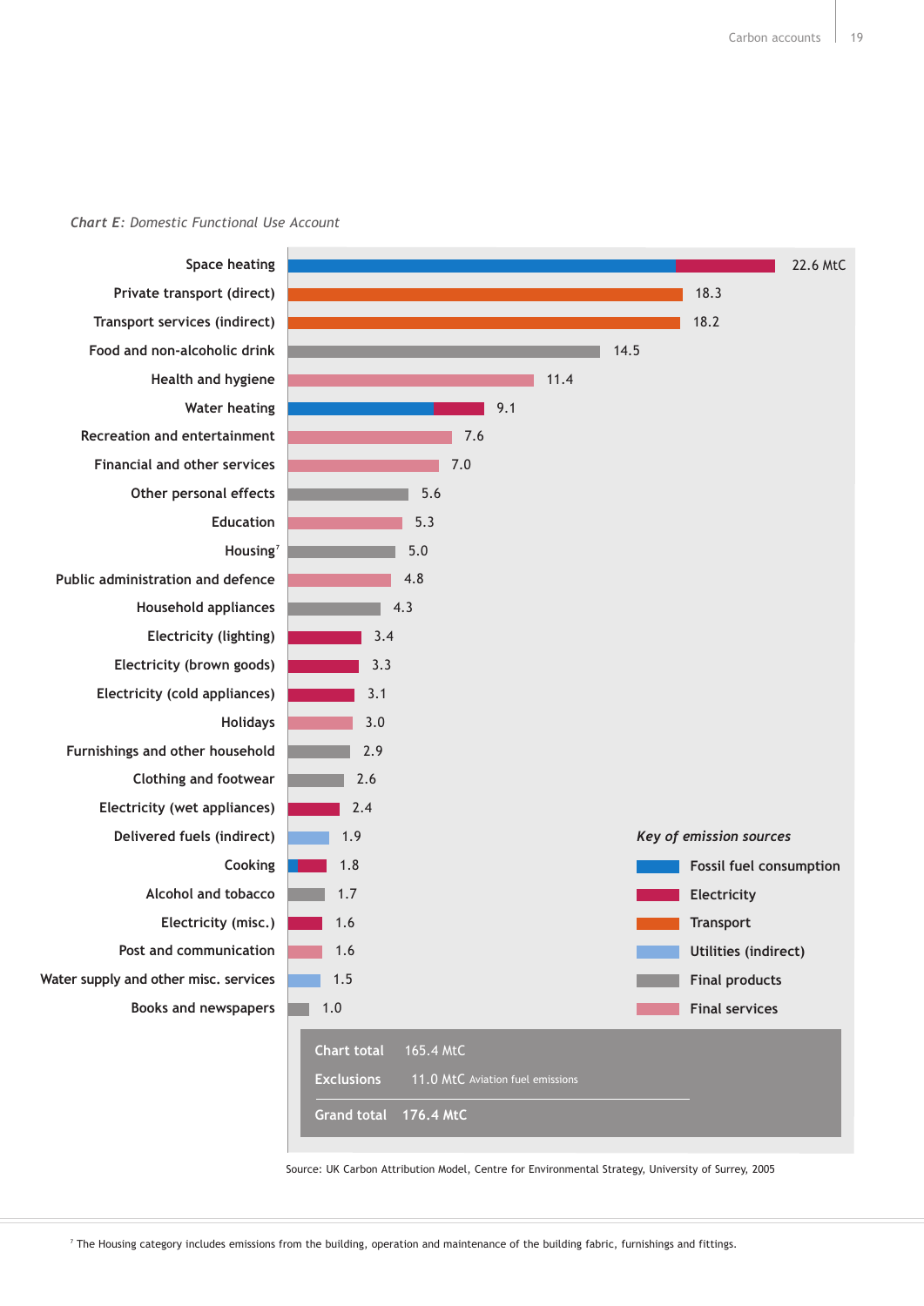*Chart E: Domestic Functional Use Account*

| Category | MtC | Emission source |
|---|---|---|
| Space heating | 22.6 MtC | Fossil fuel consumption / Electricity |
| Private transport (direct) | 18.3 | Transport |
| Transport services (indirect) | 18.2 | Transport |
| Food and non-alcoholic drink | 14.5 | Final products |
| Health and hygiene | 11.4 | Final services |
| Water heating | 9.1 | Fossil fuel consumption / Electricity |
| Recreation and entertainment | 7.6 | Final services |
| Financial and other services | 7.0 | Final services |
| Other personal effects | 5.6 | Final products |
| Education | 5.3 | Final services |
| Housing[7] | 5.0 | Final products |
| Public administration and defence | 4.8 | Final services |
| Household appliances | 4.3 | Final products |
| Electricity (lighting) | 3.4 | Electricity |
| Electricity (brown goods) | 3.3 | Electricity |
| Electricity (cold appliances) | 3.1 | Electricity |
| Holidays | 3.0 | Final services |
| Furnishings and other household | 2.9 | Final products |
| Clothing and footwear | 2.6 | Final products |
| Electricity (wet appliances) | 2.4 | Electricity |
| Delivered fuels (indirect) | 1.9 | Utilities (indirect) |
| Cooking | 1.8 | Fossil fuel consumption / Electricity |
| Alcohol and tobacco | 1.7 | Final products |
| Electricity (misc.) | 1.6 | Electricity |
| Post and communication | 1.6 | Final services |
| Water supply and other misc. services | 1.5 | Utilities (indirect) |
| Books and newspapers | 1.0 | Final products |

*Key of emission sources*

- Fossil fuel consumption
- Electricity
- Transport
- Utilities (indirect)
- Final products
- Final services

**Chart total** 165.4 MtC

**Exclusions** 11.0 MtC Aviation fuel emissions

**Grand total** **176.4 MtC**

Source: UK Carbon Attribution Model, Centre for Environmental Strategy, University of Surrey, 2005

[7] The Housing category includes emissions from the building, operation and maintenance of the building fabric, furnishings and fittings.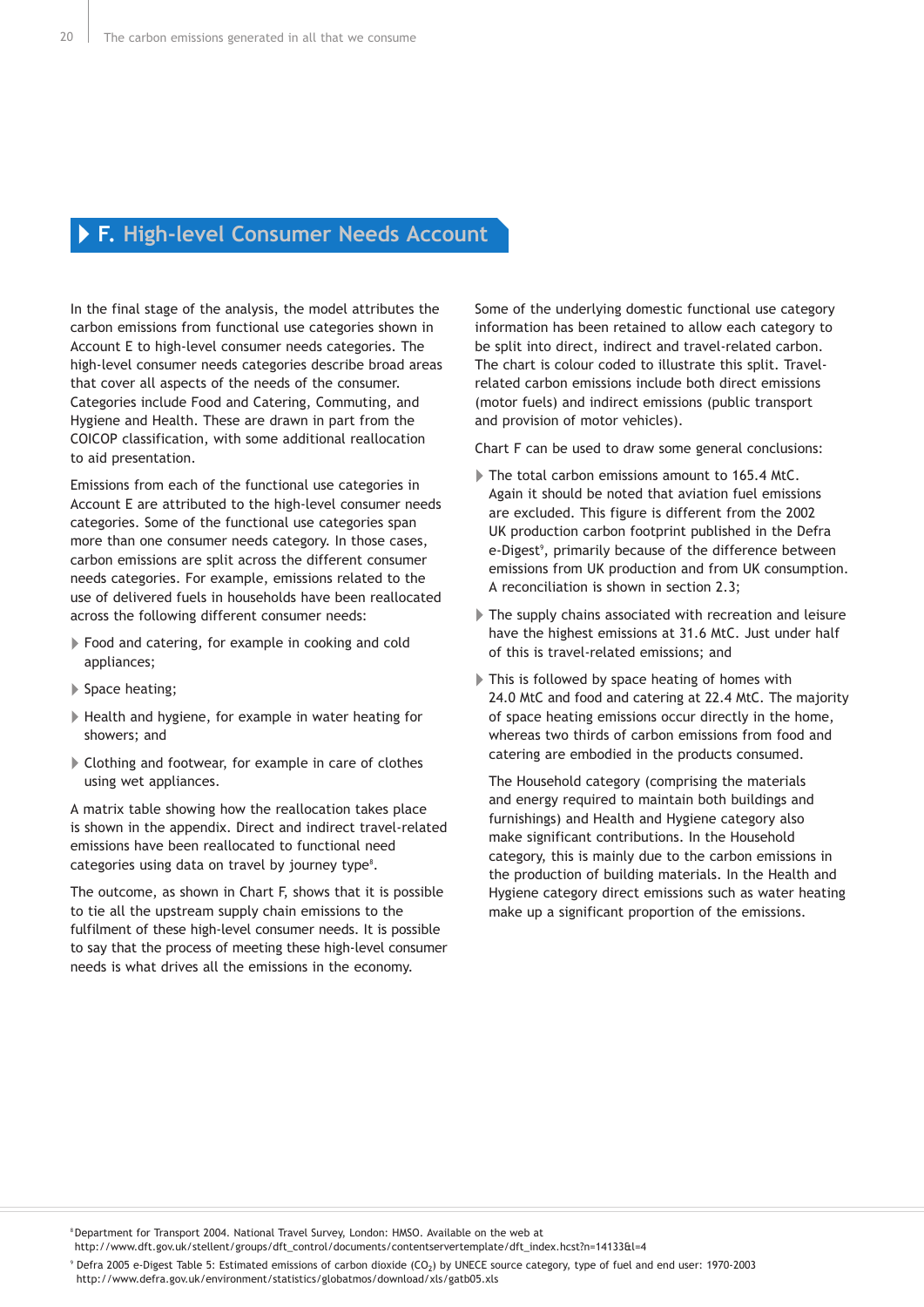## F. High-level Consumer Needs Account

In the final stage of the analysis, the model attributes the carbon emissions from functional use categories shown in Account E to high-level consumer needs categories. The high-level consumer needs categories describe broad areas that cover all aspects of the needs of the consumer. Categories include Food and Catering, Commuting, and Hygiene and Health. These are drawn in part from the COICOP classification, with some additional reallocation to aid presentation.

Emissions from each of the functional use categories in Account E are attributed to the high-level consumer needs categories. Some of the functional use categories span more than one consumer needs category. In those cases, carbon emissions are split across the different consumer needs categories. For example, emissions related to the use of delivered fuels in households have been reallocated across the following different consumer needs:

- Food and catering, for example in cooking and cold appliances;
- Space heating;
- Health and hygiene, for example in water heating for showers; and
- Clothing and footwear, for example in care of clothes using wet appliances.

A matrix table showing how the reallocation takes place is shown in the appendix. Direct and indirect travel-related emissions have been reallocated to functional need categories using data on travel by journey type[8].

The outcome, as shown in Chart F, shows that it is possible to tie all the upstream supply chain emissions to the fulfilment of these high-level consumer needs. It is possible to say that the process of meeting these high-level consumer needs is what drives all the emissions in the economy.

Some of the underlying domestic functional use category information has been retained to allow each category to be split into direct, indirect and travel-related carbon. The chart is colour coded to illustrate this split. Travel-related carbon emissions include both direct emissions (motor fuels) and indirect emissions (public transport and provision of motor vehicles).

Chart F can be used to draw some general conclusions:

- The total carbon emissions amount to 165.4 MtC. Again it should be noted that aviation fuel emissions are excluded. This figure is different from the 2002 UK production carbon footprint published in the Defra e-Digest[9], primarily because of the difference between emissions from UK production and from UK consumption. A reconciliation is shown in section 2.3;
- The supply chains associated with recreation and leisure have the highest emissions at 31.6 MtC. Just under half of this is travel-related emissions; and
- This is followed by space heating of homes with 24.0 MtC and food and catering at 22.4 MtC. The majority of space heating emissions occur directly in the home, whereas two thirds of carbon emissions from food and catering are embodied in the products consumed.

  The Household category (comprising the materials and energy required to maintain both buildings and furnishings) and Health and Hygiene category also make significant contributions. In the Household category, this is mainly due to the carbon emissions in the production of building materials. In the Health and Hygiene category direct emissions such as water heating make up a significant proportion of the emissions.

---

[8] Department for Transport 2004. National Travel Survey, London: HMSO. Available on the web at http://www.dft.gov.uk/stellent/groups/dft_control/documents/contentservertemplate/dft_index.hcst?n=14133&l=4

[9] Defra 2005 e-Digest Table 5: Estimated emissions of carbon dioxide ($CO_2$) by UNECE source category, type of fuel and end user: 1970-2003 http://www.defra.gov.uk/environment/statistics/globatmos/download/xls/gatb05.xls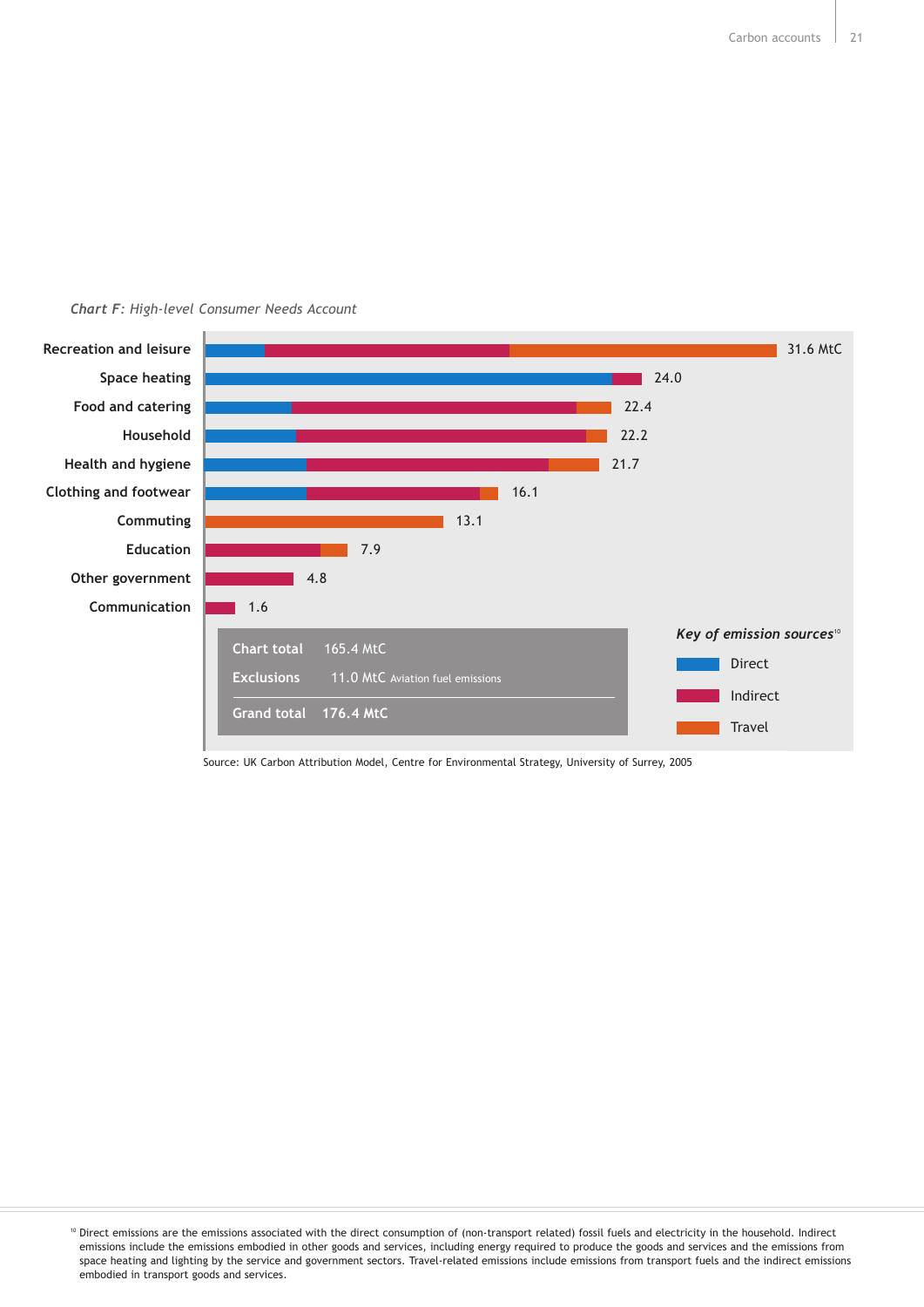*Chart F: High-level Consumer Needs Account*

| Category | Total (MtC) |
|---|---|
| Recreation and leisure | 31.6 MtC |
| Space heating | 24.0 |
| Food and catering | 22.4 |
| Household | 22.2 |
| Health and hygiene | 21.7 |
| Clothing and footwear | 16.1 |
| Commuting | 13.1 |
| Education | 7.9 |
| Other government | 4.8 |
| Communication | 1.6 |

| | |
|---|---|
| Chart total | 165.4 MtC |
| Exclusions | 11.0 MtC Aviation fuel emissions |
| Grand total | 176.4 MtC |

*Key of emission sources*[10]

- Direct
- Indirect
- Travel

Source: UK Carbon Attribution Model, Centre for Environmental Strategy, University of Surrey, 2005

[10] Direct emissions are the emissions associated with the direct consumption of (non-transport related) fossil fuels and electricity in the household. Indirect emissions include the emissions embodied in other goods and services, including energy required to produce the goods and services and the emissions from space heating and lighting by the service and government sectors. Travel-related emissions include emissions from transport fuels and the indirect emissions embodied in transport goods and services.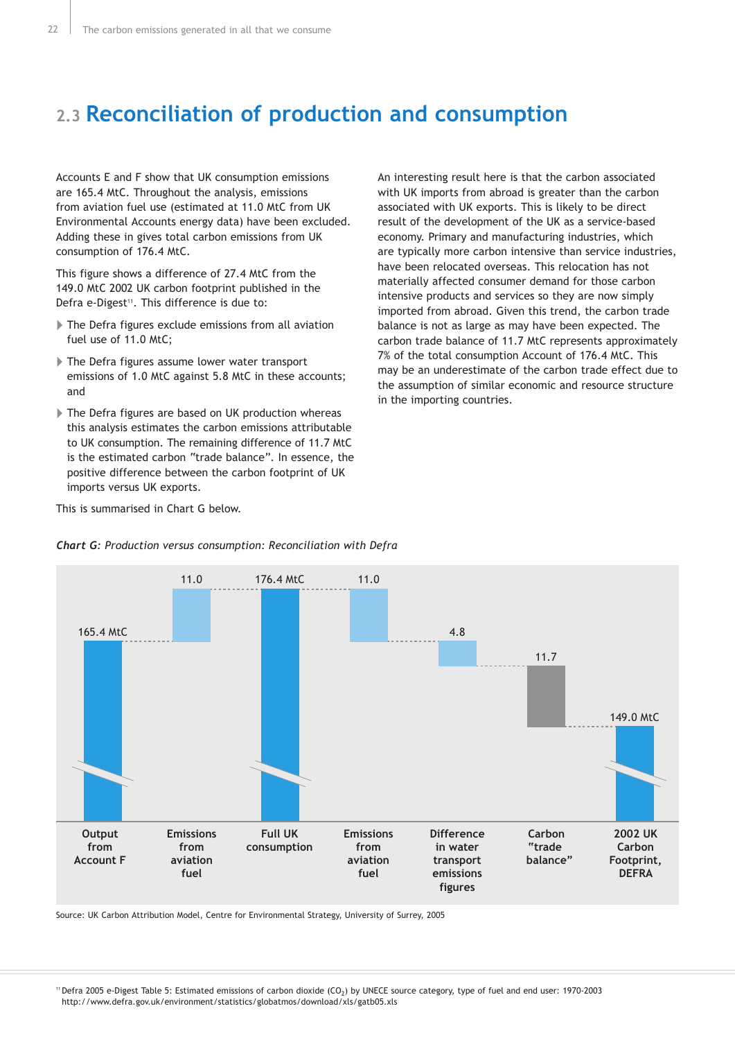## 2.3 Reconciliation of production and consumption

Accounts E and F show that UK consumption emissions are 165.4 MtC. Throughout the analysis, emissions from aviation fuel use (estimated at 11.0 MtC from UK Environmental Accounts energy data) have been excluded. Adding these in gives total carbon emissions from UK consumption of 176.4 MtC.

This figure shows a difference of 27.4 MtC from the 149.0 MtC 2002 UK carbon footprint published in the Defra e-Digest[11]. This difference is due to:

- The Defra figures exclude emissions from all aviation fuel use of 11.0 MtC;
- The Defra figures assume lower water transport emissions of 1.0 MtC against 5.8 MtC in these accounts; and
- The Defra figures are based on UK production whereas this analysis estimates the carbon emissions attributable to UK consumption. The remaining difference of 11.7 MtC is the estimated carbon "trade balance". In essence, the positive difference between the carbon footprint of UK imports versus UK exports.

This is summarised in Chart G below.

An interesting result here is that the carbon associated with UK imports from abroad is greater than the carbon associated with UK exports. This is likely to be direct result of the development of the UK as a service-based economy. Primary and manufacturing industries, which are typically more carbon intensive than service industries, have been relocated overseas. This relocation has not materially affected consumer demand for those carbon intensive products and services so they are now simply imported from abroad. Given this trend, the carbon trade balance is not as large as may have been expected. The carbon trade balance of 11.7 MtC represents approximately 7% of the total consumption Account of 176.4 MtC. This may be an underestimate of the carbon trade effect due to the assumption of similar economic and resource structure in the importing countries.

***Chart G:** Production versus consumption: Reconciliation with Defra*

| Output from Account F | Emissions from aviation fuel | Full UK consumption | Emissions from aviation fuel | Difference in water transport emissions figures | Carbon "trade balance" | 2002 UK Carbon Footprint, DEFRA |
|---|---|---|---|---|---|---|
| 165.4 MtC | 11.0 | 176.4 MtC | 11.0 | 4.8 | 11.7 | 149.0 MtC |

Source: UK Carbon Attribution Model, Centre for Environmental Strategy, University of Surrey, 2005

[11] Defra 2005 e-Digest Table 5: Estimated emissions of carbon dioxide ($CO_2$) by UNECE source category, type of fuel and end user: 1970-2003 http://www.defra.gov.uk/environment/statistics/globatmos/download/xls/gatb05.xls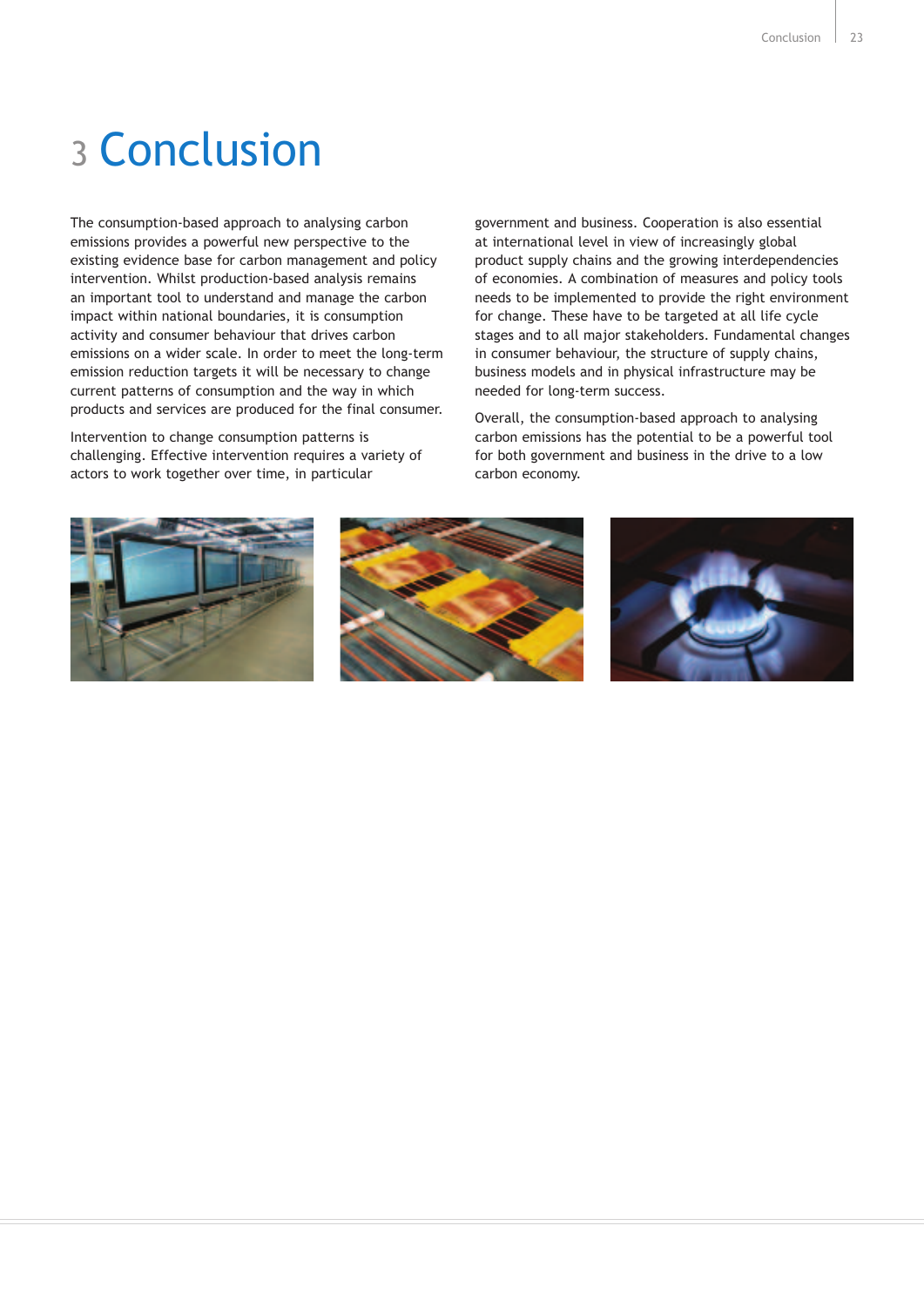# 3 Conclusion

The consumption-based approach to analysing carbon emissions provides a powerful new perspective to the existing evidence base for carbon management and policy intervention. Whilst production-based analysis remains an important tool to understand and manage the carbon impact within national boundaries, it is consumption activity and consumer behaviour that drives carbon emissions on a wider scale. In order to meet the long-term emission reduction targets it will be necessary to change current patterns of consumption and the way in which products and services are produced for the final consumer.

Intervention to change consumption patterns is challenging. Effective intervention requires a variety of actors to work together over time, in particular government and business. Cooperation is also essential at international level in view of increasingly global product supply chains and the growing interdependencies of economies. A combination of measures and policy tools needs to be implemented to provide the right environment for change. These have to be targeted at all life cycle stages and to all major stakeholders. Fundamental changes in consumer behaviour, the structure of supply chains, business models and in physical infrastructure may be needed for long-term success.

Overall, the consumption-based approach to analysing carbon emissions has the potential to be a powerful tool for both government and business in the drive to a low carbon economy.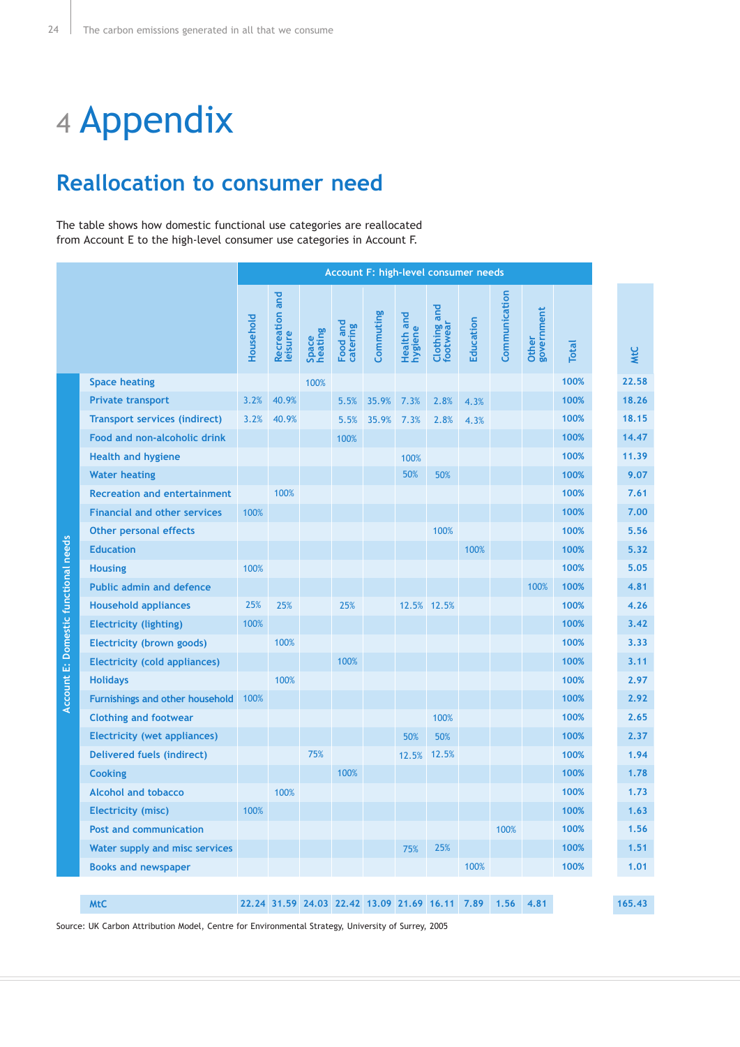# 4 Appendix

## Reallocation to consumer need

The table shows how domestic functional use categories are reallocated from Account E to the high-level consumer use categories in Account F.

| Account E: Domestic functional needs | Account F: high-level consumer needs | | | | | | | | | | | |
|---|---|---|---|---|---|---|---|---|---|---|---|---|
| | Household | Recreation and leisure | Space heating | Food and catering | Commuting | Health and hygiene | Clothing and footwear | Education | Communication | Other government | Total | MtC |
| Space heating | | | 100% | | | | | | | | 100% | 22.58 |
| Private transport | 3.2% | 40.9% | | 5.5% | 35.9% | 7.3% | 2.8% | 4.3% | | | 100% | 18.26 |
| Transport services (indirect) | 3.2% | 40.9% | | 5.5% | 35.9% | 7.3% | 2.8% | 4.3% | | | 100% | 18.15 |
| Food and non-alcoholic drink | | | | 100% | | | | | | | 100% | 14.47 |
| Health and hygiene | | | | | | 100% | | | | | 100% | 11.39 |
| Water heating | | | | | | 50% | 50% | | | | 100% | 9.07 |
| Recreation and entertainment | | 100% | | | | | | | | | 100% | 7.61 |
| Financial and other services | 100% | | | | | | | | | | 100% | 7.00 |
| Other personal effects | | | | | | | 100% | | | | 100% | 5.56 |
| Education | | | | | | | | 100% | | | 100% | 5.32 |
| Housing | 100% | | | | | | | | | | 100% | 5.05 |
| Public admin and defence | | | | | | | | | | 100% | 100% | 4.81 |
| Household appliances | 25% | 25% | | 25% | | 12.5% | 12.5% | | | | 100% | 4.26 |
| Electricity (lighting) | 100% | | | | | | | | | | 100% | 3.42 |
| Electricity (brown goods) | | 100% | | | | | | | | | 100% | 3.33 |
| Electricity (cold appliances) | | | | 100% | | | | | | | 100% | 3.11 |
| Holidays | | 100% | | | | | | | | | 100% | 2.97 |
| Furnishings and other household | 100% | | | | | | | | | | 100% | 2.92 |
| Clothing and footwear | | | | | | | 100% | | | | 100% | 2.65 |
| Electricity (wet appliances) | | | | | | 50% | 50% | | | | 100% | 2.37 |
| Delivered fuels (indirect) | | | 75% | | | 12.5% | 12.5% | | | | 100% | 1.94 |
| Cooking | | | | 100% | | | | | | | 100% | 1.78 |
| Alcohol and tobacco | | 100% | | | | | | | | | 100% | 1.73 |
| Electricity (misc) | 100% | | | | | | | | | | 100% | 1.63 |
| Post and communication | | | | | | | | | 100% | | 100% | 1.56 |
| Water supply and misc services | | | | | | 75% | 25% | | | | 100% | 1.51 |
| Books and newspaper | | | | | | | | 100% | | | 100% | 1.01 |
| MtC | 22.24 | 31.59 | 24.03 | 22.42 | 13.09 | 21.69 | 16.11 | 7.89 | 1.56 | 4.81 | | 165.43 |

Source: UK Carbon Attribution Model, Centre for Environmental Strategy, University of Surrey, 2005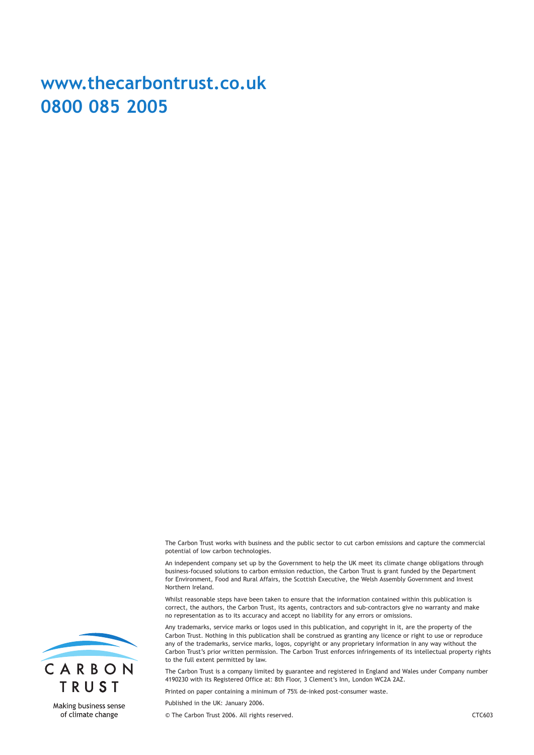**www.thecarbontrust.co.uk**
**0800 085 2005**

The Carbon Trust works with business and the public sector to cut carbon emissions and capture the commercial potential of low carbon technologies.

An independent company set up by the Government to help the UK meet its climate change obligations through business-focused solutions to carbon emission reduction, the Carbon Trust is grant funded by the Department for Environment, Food and Rural Affairs, the Scottish Executive, the Welsh Assembly Government and Invest Northern Ireland.

Whilst reasonable steps have been taken to ensure that the information contained within this publication is correct, the authors, the Carbon Trust, its agents, contractors and sub-contractors give no warranty and make no representation as to its accuracy and accept no liability for any errors or omissions.

Any trademarks, service marks or logos used in this publication, and copyright in it, are the property of the Carbon Trust. Nothing in this publication shall be construed as granting any licence or right to use or reproduce any of the trademarks, service marks, logos, copyright or any proprietary information in any way without the Carbon Trust's prior written permission. The Carbon Trust enforces infringements of its intellectual property rights to the full extent permitted by law.

The Carbon Trust is a company limited by guarantee and registered in England and Wales under Company number 4190230 with its Registered Office at: 8th Floor, 3 Clement's Inn, London WC2A 2AZ.

Printed on paper containing a minimum of 75% de-inked post-consumer waste.

Published in the UK: January 2006.

© The Carbon Trust 2006. All rights reserved.

CTC603

CARBON TRUST

Making business sense of climate change